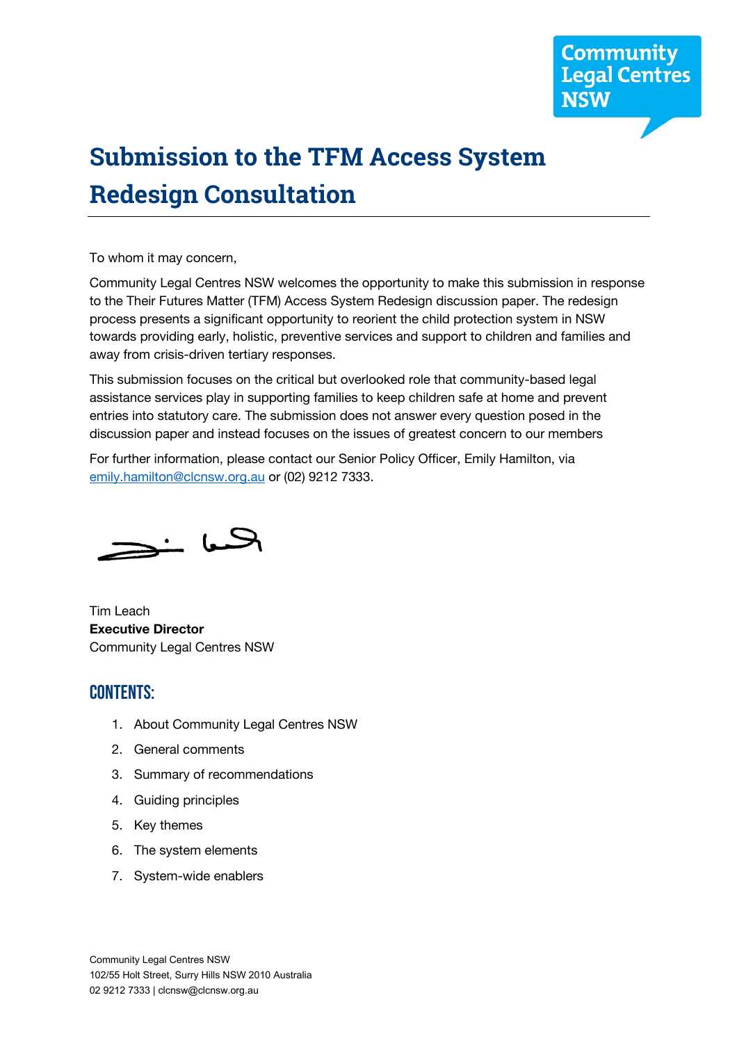# Submission to the TFM Access System Redesign Consultation

To whom it may concern,

Community Legal Centres NSW welcomes the opportunity to make this submission in response to the Their Futures Matter (TFM) Access System Redesign discussion paper. The redesign process presents a significant opportunity to reorient the child protection system in NSW towards providing early, holistic, preventive services and support to children and families and away from crisis-driven tertiary responses.

This submission focuses on the critical but overlooked role that community-based legal assistance services play in supporting families to keep children safe at home and prevent entries into statutory care. The submission does not answer every question posed in the discussion paper and instead focuses on the issues of greatest concern to our members

For further information, please contact our Senior Policy Officer, Emily Hamilton, via emily.hamilton@clcnsw.org.au or (02) 9212 7333.

Tim Leach
**Executive Director**
Community Legal Centres NSW

## Contents:

1. About Community Legal Centres NSW
2. General comments
3. Summary of recommendations
4. Guiding principles
5. Key themes
6. The system elements
7. System-wide enablers

Community Legal Centres NSW
102/55 Holt Street, Surry Hills NSW 2010 Australia
02 9212 7333 | clcnsw@clcnsw.org.au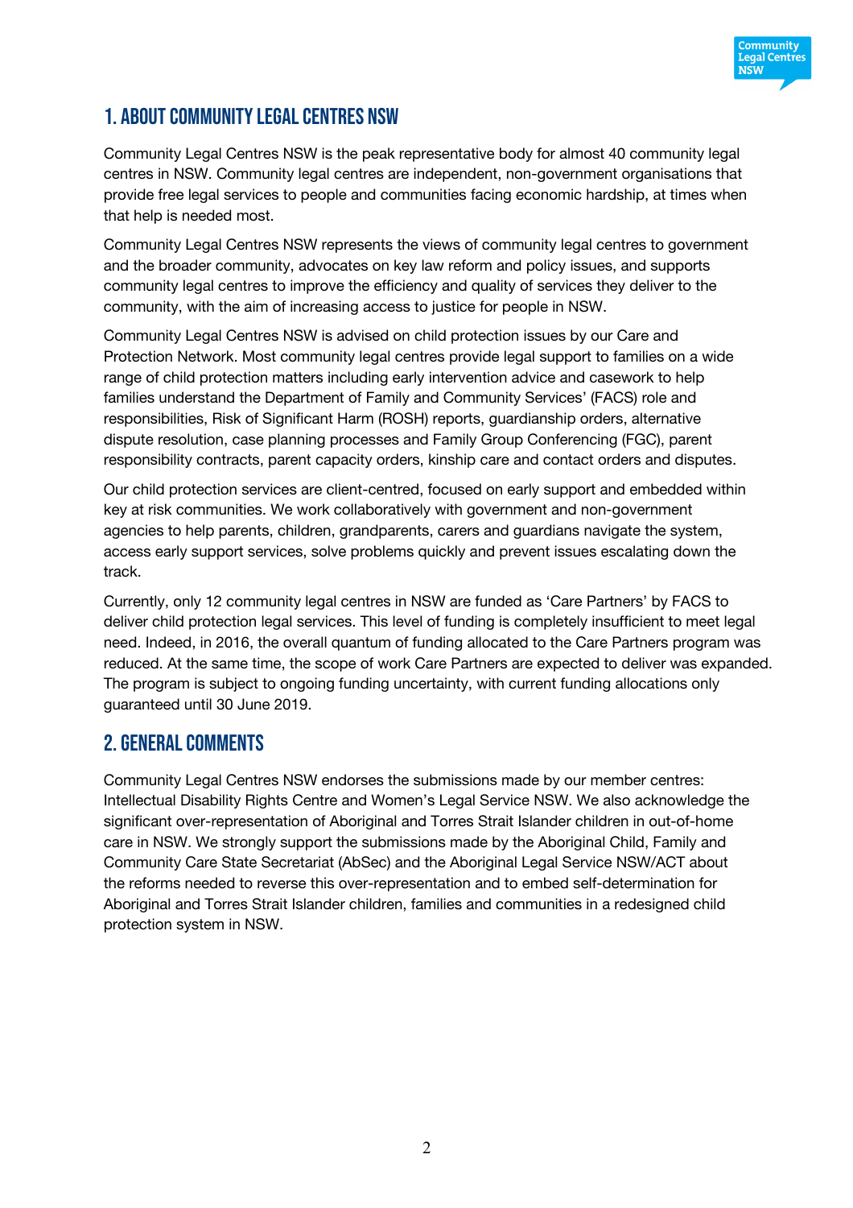## 1. About Community Legal Centres NSW

Community Legal Centres NSW is the peak representative body for almost 40 community legal centres in NSW. Community legal centres are independent, non-government organisations that provide free legal services to people and communities facing economic hardship, at times when that help is needed most.

Community Legal Centres NSW represents the views of community legal centres to government and the broader community, advocates on key law reform and policy issues, and supports community legal centres to improve the efficiency and quality of services they deliver to the community, with the aim of increasing access to justice for people in NSW.

Community Legal Centres NSW is advised on child protection issues by our Care and Protection Network. Most community legal centres provide legal support to families on a wide range of child protection matters including early intervention advice and casework to help families understand the Department of Family and Community Services' (FACS) role and responsibilities, Risk of Significant Harm (ROSH) reports, guardianship orders, alternative dispute resolution, case planning processes and Family Group Conferencing (FGC), parent responsibility contracts, parent capacity orders, kinship care and contact orders and disputes.

Our child protection services are client-centred, focused on early support and embedded within key at risk communities. We work collaboratively with government and non-government agencies to help parents, children, grandparents, carers and guardians navigate the system, access early support services, solve problems quickly and prevent issues escalating down the track.

Currently, only 12 community legal centres in NSW are funded as 'Care Partners' by FACS to deliver child protection legal services. This level of funding is completely insufficient to meet legal need. Indeed, in 2016, the overall quantum of funding allocated to the Care Partners program was reduced. At the same time, the scope of work Care Partners are expected to deliver was expanded. The program is subject to ongoing funding uncertainty, with current funding allocations only guaranteed until 30 June 2019.

## 2. General comments

Community Legal Centres NSW endorses the submissions made by our member centres: Intellectual Disability Rights Centre and Women's Legal Service NSW. We also acknowledge the significant over-representation of Aboriginal and Torres Strait Islander children in out-of-home care in NSW. We strongly support the submissions made by the Aboriginal Child, Family and Community Care State Secretariat (AbSec) and the Aboriginal Legal Service NSW/ACT about the reforms needed to reverse this over-representation and to embed self-determination for Aboriginal and Torres Strait Islander children, families and communities in a redesigned child protection system in NSW.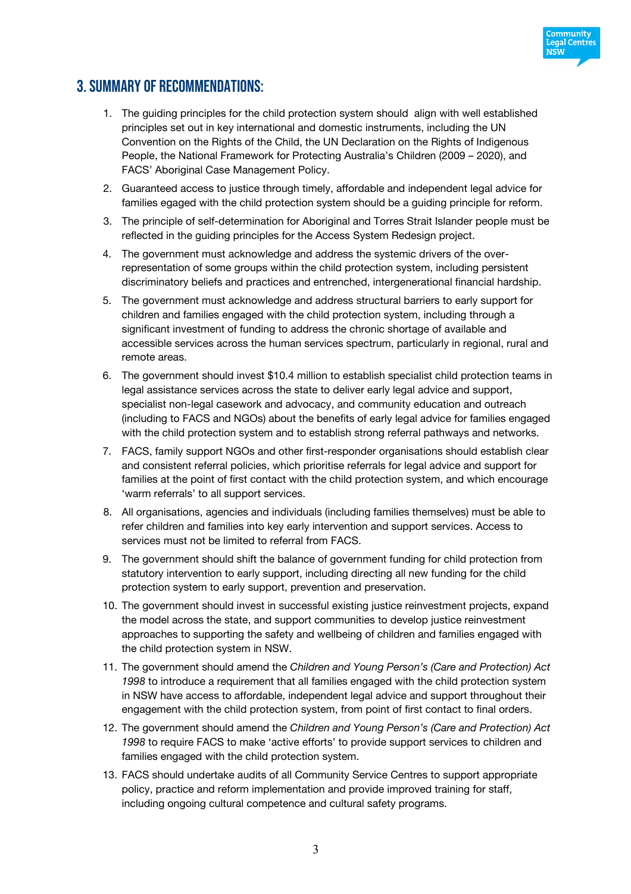# 3. SUMMARY OF RECOMMENDATIONS:

1. The guiding principles for the child protection system should align with well established principles set out in key international and domestic instruments, including the UN Convention on the Rights of the Child, the UN Declaration on the Rights of Indigenous People, the National Framework for Protecting Australia's Children (2009 – 2020), and FACS' Aboriginal Case Management Policy.
2. Guaranteed access to justice through timely, affordable and independent legal advice for families egaged with the child protection system should be a guiding principle for reform.
3. The principle of self-determination for Aboriginal and Torres Strait Islander people must be reflected in the guiding principles for the Access System Redesign project.
4. The government must acknowledge and address the systemic drivers of the over-representation of some groups within the child protection system, including persistent discriminatory beliefs and practices and entrenched, intergenerational financial hardship.
5. The government must acknowledge and address structural barriers to early support for children and families engaged with the child protection system, including through a significant investment of funding to address the chronic shortage of available and accessible services across the human services spectrum, particularly in regional, rural and remote areas.
6. The government should invest $10.4 million to establish specialist child protection teams in legal assistance services across the state to deliver early legal advice and support, specialist non-legal casework and advocacy, and community education and outreach (including to FACS and NGOs) about the benefits of early legal advice for families engaged with the child protection system and to establish strong referral pathways and networks.
7. FACS, family support NGOs and other first-responder organisations should establish clear and consistent referral policies, which prioritise referrals for legal advice and support for families at the point of first contact with the child protection system, and which encourage 'warm referrals' to all support services.
8. All organisations, agencies and individuals (including families themselves) must be able to refer children and families into key early intervention and support services. Access to services must not be limited to referral from FACS.
9. The government should shift the balance of government funding for child protection from statutory intervention to early support, including directing all new funding for the child protection system to early support, prevention and preservation.
10. The government should invest in successful existing justice reinvestment projects, expand the model across the state, and support communities to develop justice reinvestment approaches to supporting the safety and wellbeing of children and families engaged with the child protection system in NSW.
11. The government should amend the *Children and Young Person's (Care and Protection) Act 1998* to introduce a requirement that all families engaged with the child protection system in NSW have access to affordable, independent legal advice and support throughout their engagement with the child protection system, from point of first contact to final orders.
12. The government should amend the *Children and Young Person's (Care and Protection) Act 1998* to require FACS to make 'active efforts' to provide support services to children and families engaged with the child protection system.
13. FACS should undertake audits of all Community Service Centres to support appropriate policy, practice and reform implementation and provide improved training for staff, including ongoing cultural competence and cultural safety programs.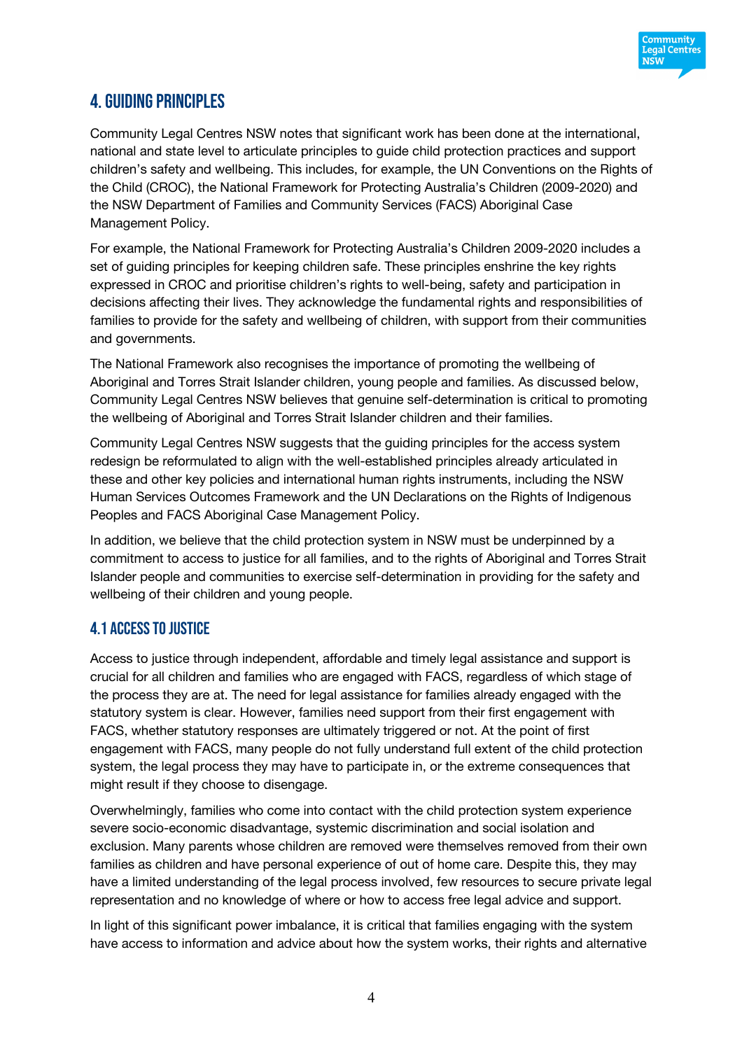## 4. Guiding principles

Community Legal Centres NSW notes that significant work has been done at the international, national and state level to articulate principles to guide child protection practices and support children's safety and wellbeing. This includes, for example, the UN Conventions on the Rights of the Child (CROC), the National Framework for Protecting Australia's Children (2009-2020) and the NSW Department of Families and Community Services (FACS) Aboriginal Case Management Policy.

For example, the National Framework for Protecting Australia's Children 2009-2020 includes a set of guiding principles for keeping children safe. These principles enshrine the key rights expressed in CROC and prioritise children's rights to well-being, safety and participation in decisions affecting their lives. They acknowledge the fundamental rights and responsibilities of families to provide for the safety and wellbeing of children, with support from their communities and governments.

The National Framework also recognises the importance of promoting the wellbeing of Aboriginal and Torres Strait Islander children, young people and families. As discussed below, Community Legal Centres NSW believes that genuine self-determination is critical to promoting the wellbeing of Aboriginal and Torres Strait Islander children and their families.

Community Legal Centres NSW suggests that the guiding principles for the access system redesign be reformulated to align with the well-established principles already articulated in these and other key policies and international human rights instruments, including the NSW Human Services Outcomes Framework and the UN Declarations on the Rights of Indigenous Peoples and FACS Aboriginal Case Management Policy.

In addition, we believe that the child protection system in NSW must be underpinned by a commitment to access to justice for all families, and to the rights of Aboriginal and Torres Strait Islander people and communities to exercise self-determination in providing for the safety and wellbeing of their children and young people.

### 4.1 Access to justice

Access to justice through independent, affordable and timely legal assistance and support is crucial for all children and families who are engaged with FACS, regardless of which stage of the process they are at. The need for legal assistance for families already engaged with the statutory system is clear. However, families need support from their first engagement with FACS, whether statutory responses are ultimately triggered or not. At the point of first engagement with FACS, many people do not fully understand full extent of the child protection system, the legal process they may have to participate in, or the extreme consequences that might result if they choose to disengage.

Overwhelmingly, families who come into contact with the child protection system experience severe socio-economic disadvantage, systemic discrimination and social isolation and exclusion. Many parents whose children are removed were themselves removed from their own families as children and have personal experience of out of home care. Despite this, they may have a limited understanding of the legal process involved, few resources to secure private legal representation and no knowledge of where or how to access free legal advice and support.

In light of this significant power imbalance, it is critical that families engaging with the system have access to information and advice about how the system works, their rights and alternative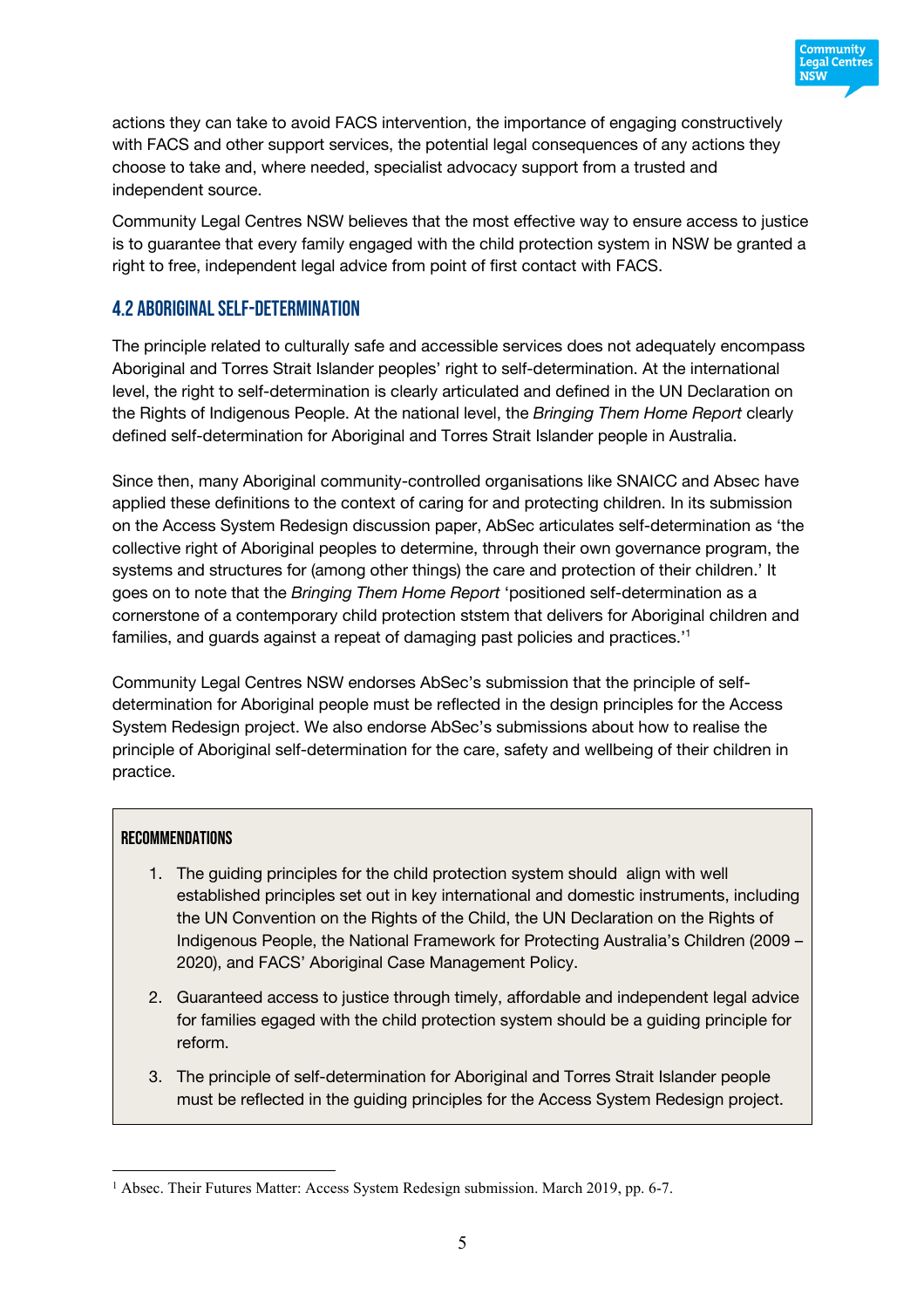actions they can take to avoid FACS intervention, the importance of engaging constructively with FACS and other support services, the potential legal consequences of any actions they choose to take and, where needed, specialist advocacy support from a trusted and independent source.

Community Legal Centres NSW believes that the most effective way to ensure access to justice is to guarantee that every family engaged with the child protection system in NSW be granted a right to free, independent legal advice from point of first contact with FACS.

## 4.2 Aboriginal Self-Determination

The principle related to culturally safe and accessible services does not adequately encompass Aboriginal and Torres Strait Islander peoples' right to self-determination. At the international level, the right to self-determination is clearly articulated and defined in the UN Declaration on the Rights of Indigenous People. At the national level, the *Bringing Them Home Report* clearly defined self-determination for Aboriginal and Torres Strait Islander people in Australia.

Since then, many Aboriginal community-controlled organisations like SNAICC and Absec have applied these definitions to the context of caring for and protecting children. In its submission on the Access System Redesign discussion paper, AbSec articulates self-determination as 'the collective right of Aboriginal peoples to determine, through their own governance program, the systems and structures for (among other things) the care and protection of their children.' It goes on to note that the *Bringing Them Home Report* 'positioned self-determination as a cornerstone of a contemporary child protection ststem that delivers for Aboriginal children and families, and guards against a repeat of damaging past policies and practices.'[1]

Community Legal Centres NSW endorses AbSec's submission that the principle of self-determination for Aboriginal people must be reflected in the design principles for the Access System Redesign project. We also endorse AbSec's submissions about how to realise the principle of Aboriginal self-determination for the care, safety and wellbeing of their children in practice.

### Recommendations

1. The guiding principles for the child protection system should align with well established principles set out in key international and domestic instruments, including the UN Convention on the Rights of the Child, the UN Declaration on the Rights of Indigenous People, the National Framework for Protecting Australia's Children (2009 – 2020), and FACS' Aboriginal Case Management Policy.
2. Guaranteed access to justice through timely, affordable and independent legal advice for families egaged with the child protection system should be a guiding principle for reform.
3. The principle of self-determination for Aboriginal and Torres Strait Islander people must be reflected in the guiding principles for the Access System Redesign project.

[1] Absec. Their Futures Matter: Access System Redesign submission. March 2019, pp. 6-7.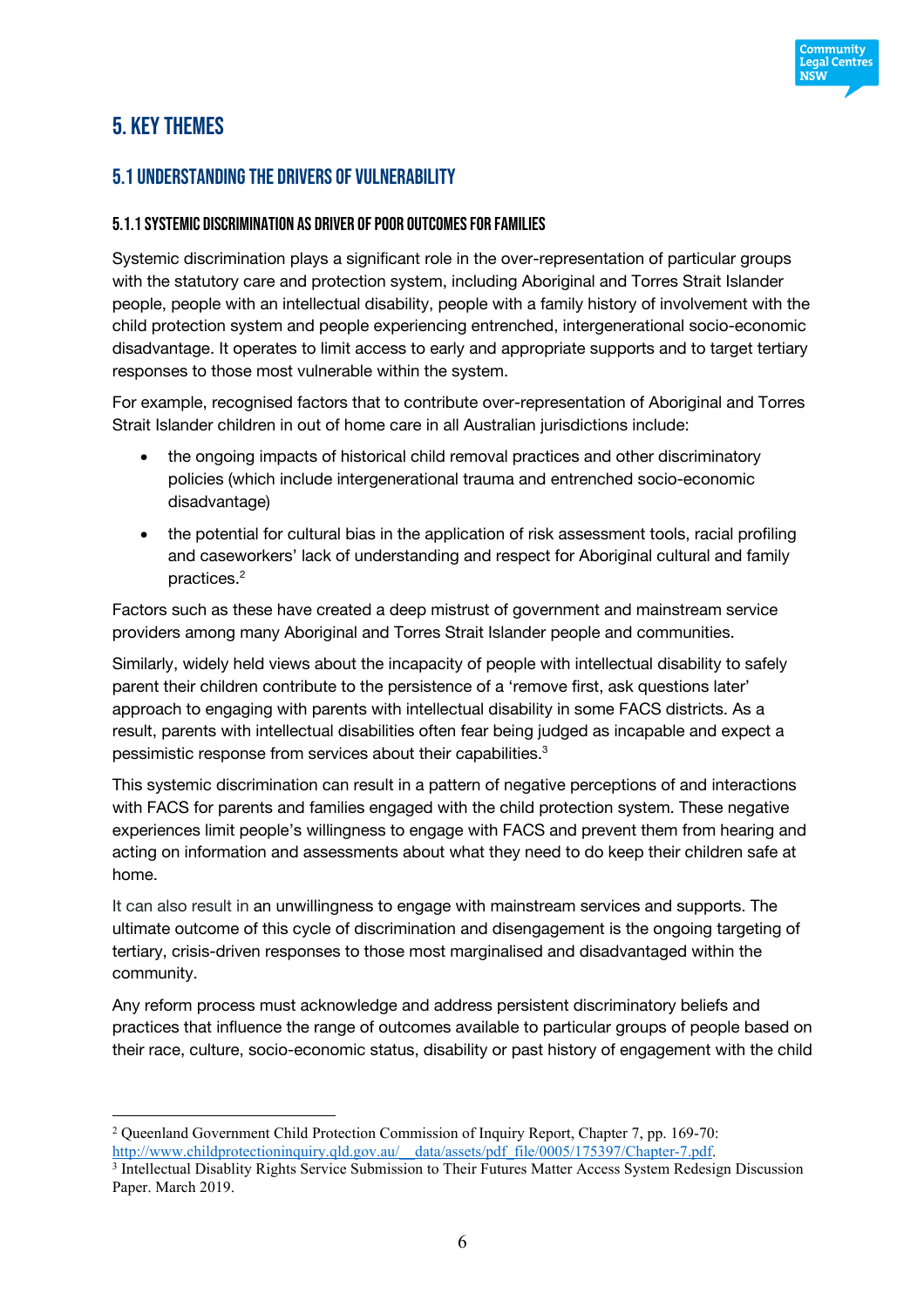# 5. KEY THEMES

## 5.1 UNDERSTANDING THE DRIVERS OF VULNERABILITY

### 5.1.1 SYSTEMIC DISCRIMINATION AS DRIVER OF POOR OUTCOMES FOR FAMILIES

Systemic discrimination plays a significant role in the over-representation of particular groups with the statutory care and protection system, including Aboriginal and Torres Strait Islander people, people with an intellectual disability, people with a family history of involvement with the child protection system and people experiencing entrenched, intergenerational socio-economic disadvantage. It operates to limit access to early and appropriate supports and to target tertiary responses to those most vulnerable within the system.

For example, recognised factors that to contribute over-representation of Aboriginal and Torres Strait Islander children in out of home care in all Australian jurisdictions include:

- the ongoing impacts of historical child removal practices and other discriminatory policies (which include intergenerational trauma and entrenched socio-economic disadvantage)
- the potential for cultural bias in the application of risk assessment tools, racial profiling and caseworkers' lack of understanding and respect for Aboriginal cultural and family practices.[2]

Factors such as these have created a deep mistrust of government and mainstream service providers among many Aboriginal and Torres Strait Islander people and communities.

Similarly, widely held views about the incapacity of people with intellectual disability to safely parent their children contribute to the persistence of a 'remove first, ask questions later' approach to engaging with parents with intellectual disability in some FACS districts. As a result, parents with intellectual disabilities often fear being judged as incapable and expect a pessimistic response from services about their capabilities.[3]

This systemic discrimination can result in a pattern of negative perceptions of and interactions with FACS for parents and families engaged with the child protection system. These negative experiences limit people's willingness to engage with FACS and prevent them from hearing and acting on information and assessments about what they need to do keep their children safe at home.

It can also result in an unwillingness to engage with mainstream services and supports. The ultimate outcome of this cycle of discrimination and disengagement is the ongoing targeting of tertiary, crisis-driven responses to those most marginalised and disadvantaged within the community.

Any reform process must acknowledge and address persistent discriminatory beliefs and practices that influence the range of outcomes available to particular groups of people based on their race, culture, socio-economic status, disability or past history of engagement with the child

---

[2] Queensland Government Child Protection Commission of Inquiry Report, Chapter 7, pp. 169-70: http://www.childprotectioninquiry.qld.gov.au/__data/assets/pdf_file/0005/175397/Chapter-7.pdf.

[3] Intellectual Disablity Rights Service Submission to Their Futures Matter Access System Redesign Discussion Paper. March 2019.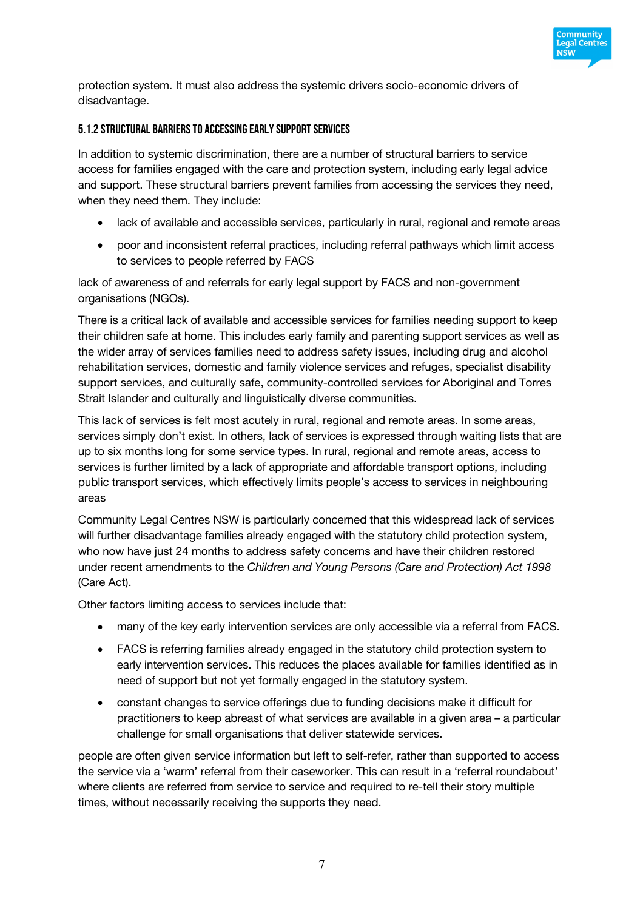protection system. It must also address the systemic drivers socio-economic drivers of disadvantage.

#### 5.1.2 Structural barriers to accessing early support services

In addition to systemic discrimination, there are a number of structural barriers to service access for families engaged with the care and protection system, including early legal advice and support. These structural barriers prevent families from accessing the services they need, when they need them. They include:

- lack of available and accessible services, particularly in rural, regional and remote areas
- poor and inconsistent referral practices, including referral pathways which limit access to services to people referred by FACS

lack of awareness of and referrals for early legal support by FACS and non-government organisations (NGOs).

There is a critical lack of available and accessible services for families needing support to keep their children safe at home. This includes early family and parenting support services as well as the wider array of services families need to address safety issues, including drug and alcohol rehabilitation services, domestic and family violence services and refuges, specialist disability support services, and culturally safe, community-controlled services for Aboriginal and Torres Strait Islander and culturally and linguistically diverse communities.

This lack of services is felt most acutely in rural, regional and remote areas. In some areas, services simply don't exist. In others, lack of services is expressed through waiting lists that are up to six months long for some service types. In rural, regional and remote areas, access to services is further limited by a lack of appropriate and affordable transport options, including public transport services, which effectively limits people's access to services in neighbouring areas

Community Legal Centres NSW is particularly concerned that this widespread lack of services will further disadvantage families already engaged with the statutory child protection system, who now have just 24 months to address safety concerns and have their children restored under recent amendments to the *Children and Young Persons (Care and Protection) Act 1998* (Care Act).

Other factors limiting access to services include that:

- many of the key early intervention services are only accessible via a referral from FACS.
- FACS is referring families already engaged in the statutory child protection system to early intervention services. This reduces the places available for families identified as in need of support but not yet formally engaged in the statutory system.
- constant changes to service offerings due to funding decisions make it difficult for practitioners to keep abreast of what services are available in a given area – a particular challenge for small organisations that deliver statewide services.

people are often given service information but left to self-refer, rather than supported to access the service via a 'warm' referral from their caseworker. This can result in a 'referral roundabout' where clients are referred from service to service and required to re-tell their story multiple times, without necessarily receiving the supports they need.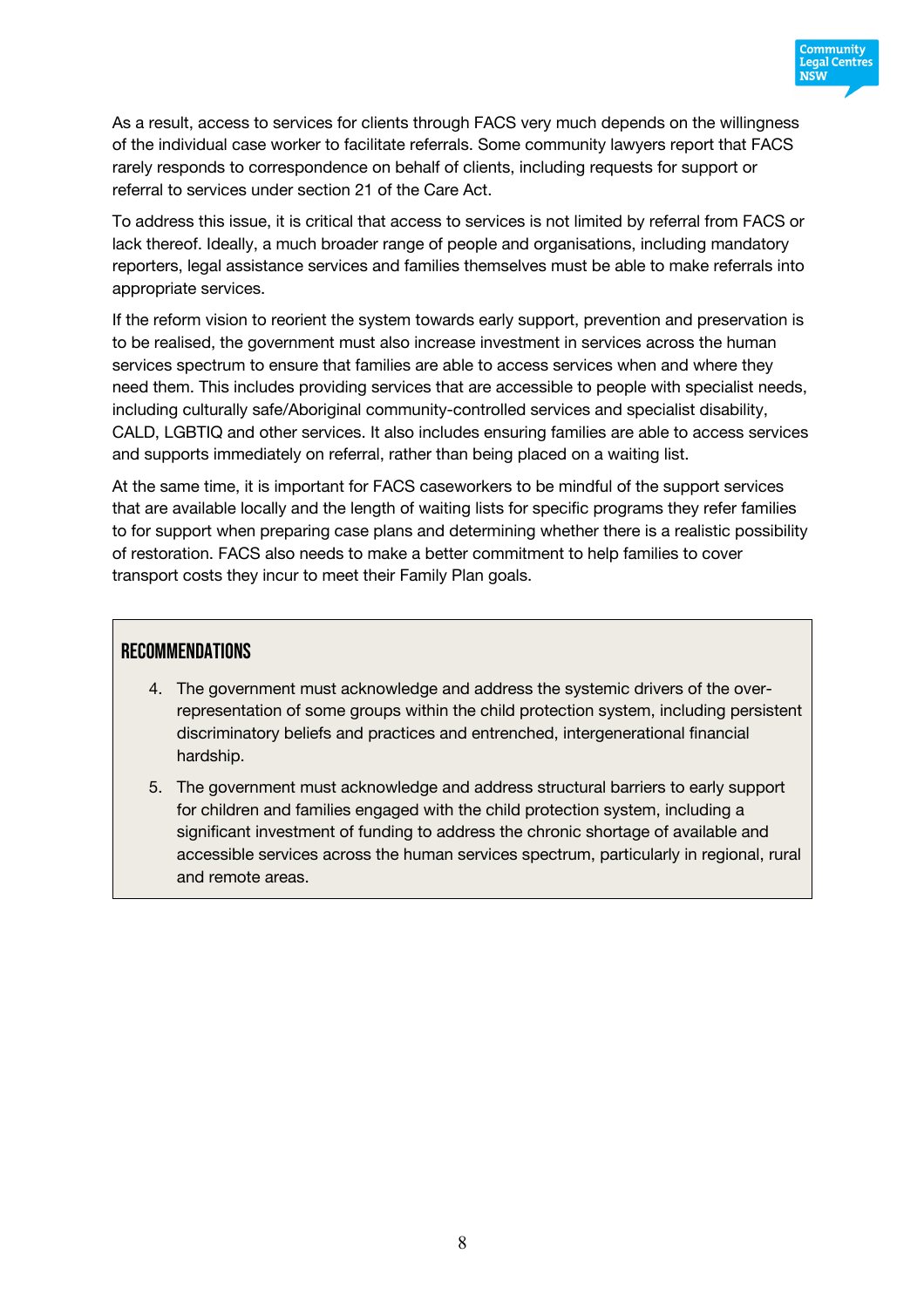As a result, access to services for clients through FACS very much depends on the willingness of the individual case worker to facilitate referrals. Some community lawyers report that FACS rarely responds to correspondence on behalf of clients, including requests for support or referral to services under section 21 of the Care Act.

To address this issue, it is critical that access to services is not limited by referral from FACS or lack thereof. Ideally, a much broader range of people and organisations, including mandatory reporters, legal assistance services and families themselves must be able to make referrals into appropriate services.

If the reform vision to reorient the system towards early support, prevention and preservation is to be realised, the government must also increase investment in services across the human services spectrum to ensure that families are able to access services when and where they need them. This includes providing services that are accessible to people with specialist needs, including culturally safe/Aboriginal community-controlled services and specialist disability, CALD, LGBTIQ and other services. It also includes ensuring families are able to access services and supports immediately on referral, rather than being placed on a waiting list.

At the same time, it is important for FACS caseworkers to be mindful of the support services that are available locally and the length of waiting lists for specific programs they refer families to for support when preparing case plans and determining whether there is a realistic possibility of restoration. FACS also needs to make a better commitment to help families to cover transport costs they incur to meet their Family Plan goals.

## Recommendations

4. The government must acknowledge and address the systemic drivers of the over-representation of some groups within the child protection system, including persistent discriminatory beliefs and practices and entrenched, intergenerational financial hardship.
5. The government must acknowledge and address structural barriers to early support for children and families engaged with the child protection system, including a significant investment of funding to address the chronic shortage of available and accessible services across the human services spectrum, particularly in regional, rural and remote areas.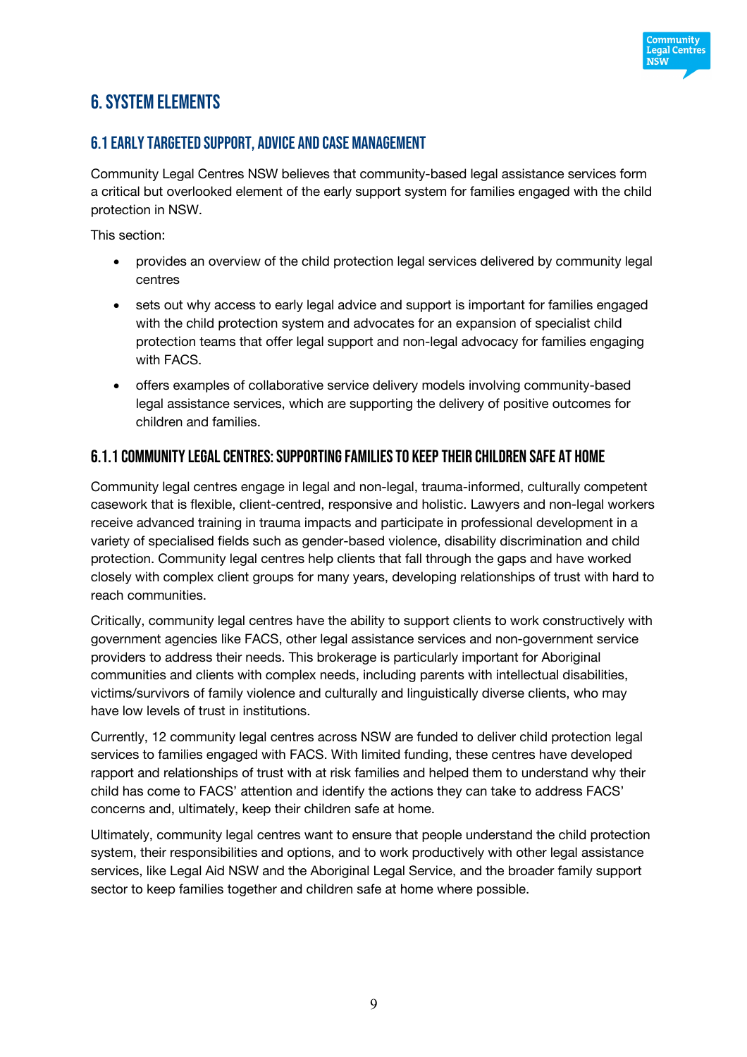# 6. System elements

## 6.1 Early targeted support, advice and case management

Community Legal Centres NSW believes that community-based legal assistance services form a critical but overlooked element of the early support system for families engaged with the child protection in NSW.

This section:

- provides an overview of the child protection legal services delivered by community legal centres
- sets out why access to early legal advice and support is important for families engaged with the child protection system and advocates for an expansion of specialist child protection teams that offer legal support and non-legal advocacy for families engaging with FACS.
- offers examples of collaborative service delivery models involving community-based legal assistance services, which are supporting the delivery of positive outcomes for children and families.

### 6.1.1 Community legal centres: supporting families to keep their children safe at home

Community legal centres engage in legal and non-legal, trauma-informed, culturally competent casework that is flexible, client-centred, responsive and holistic. Lawyers and non-legal workers receive advanced training in trauma impacts and participate in professional development in a variety of specialised fields such as gender-based violence, disability discrimination and child protection. Community legal centres help clients that fall through the gaps and have worked closely with complex client groups for many years, developing relationships of trust with hard to reach communities.

Critically, community legal centres have the ability to support clients to work constructively with government agencies like FACS, other legal assistance services and non-government service providers to address their needs. This brokerage is particularly important for Aboriginal communities and clients with complex needs, including parents with intellectual disabilities, victims/survivors of family violence and culturally and linguistically diverse clients, who may have low levels of trust in institutions.

Currently, 12 community legal centres across NSW are funded to deliver child protection legal services to families engaged with FACS. With limited funding, these centres have developed rapport and relationships of trust with at risk families and helped them to understand why their child has come to FACS' attention and identify the actions they can take to address FACS' concerns and, ultimately, keep their children safe at home.

Ultimately, community legal centres want to ensure that people understand the child protection system, their responsibilities and options, and to work productively with other legal assistance services, like Legal Aid NSW and the Aboriginal Legal Service, and the broader family support sector to keep families together and children safe at home where possible.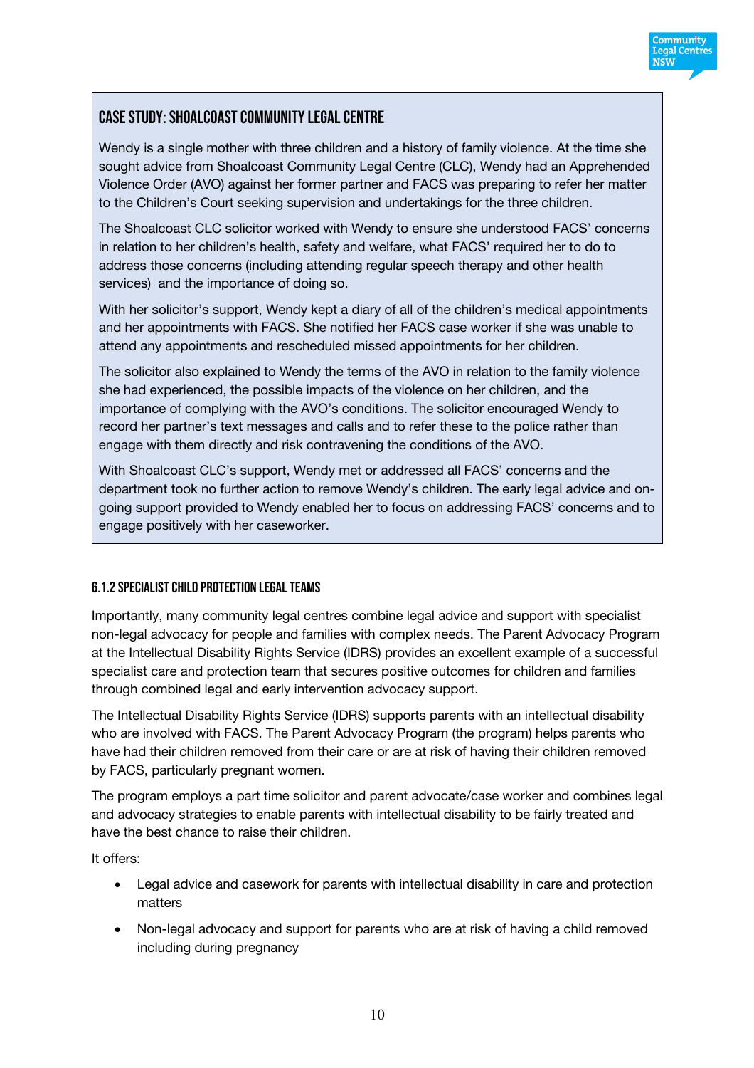### Case Study: Shoalcoast Community Legal Centre

Wendy is a single mother with three children and a history of family violence. At the time she sought advice from Shoalcoast Community Legal Centre (CLC), Wendy had an Apprehended Violence Order (AVO) against her former partner and FACS was preparing to refer her matter to the Children's Court seeking supervision and undertakings for the three children.

The Shoalcoast CLC solicitor worked with Wendy to ensure she understood FACS' concerns in relation to her children's health, safety and welfare, what FACS' required her to do to address those concerns (including attending regular speech therapy and other health services) and the importance of doing so.

With her solicitor's support, Wendy kept a diary of all of the children's medical appointments and her appointments with FACS. She notified her FACS case worker if she was unable to attend any appointments and rescheduled missed appointments for her children.

The solicitor also explained to Wendy the terms of the AVO in relation to the family violence she had experienced, the possible impacts of the violence on her children, and the importance of complying with the AVO's conditions. The solicitor encouraged Wendy to record her partner's text messages and calls and to refer these to the police rather than engage with them directly and risk contravening the conditions of the AVO.

With Shoalcoast CLC's support, Wendy met or addressed all FACS' concerns and the department took no further action to remove Wendy's children. The early legal advice and on-going support provided to Wendy enabled her to focus on addressing FACS' concerns and to engage positively with her caseworker.

#### 6.1.2 Specialist child protection legal teams

Importantly, many community legal centres combine legal advice and support with specialist non-legal advocacy for people and families with complex needs. The Parent Advocacy Program at the Intellectual Disability Rights Service (IDRS) provides an excellent example of a successful specialist care and protection team that secures positive outcomes for children and families through combined legal and early intervention advocacy support.

The Intellectual Disability Rights Service (IDRS) supports parents with an intellectual disability who are involved with FACS. The Parent Advocacy Program (the program) helps parents who have had their children removed from their care or are at risk of having their children removed by FACS, particularly pregnant women.

The program employs a part time solicitor and parent advocate/case worker and combines legal and advocacy strategies to enable parents with intellectual disability to be fairly treated and have the best chance to raise their children.

It offers:

- Legal advice and casework for parents with intellectual disability in care and protection matters
- Non-legal advocacy and support for parents who are at risk of having a child removed including during pregnancy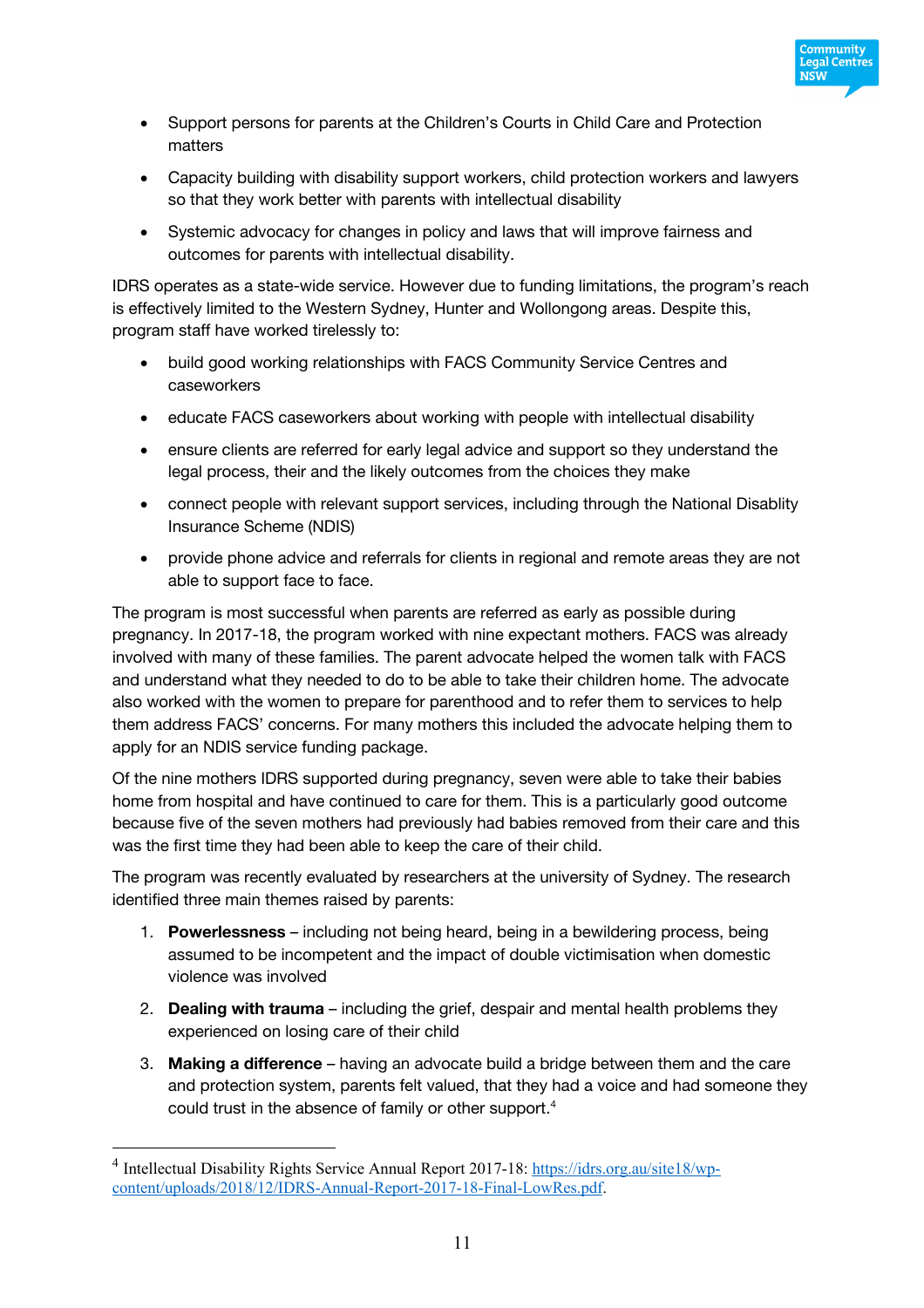- Support persons for parents at the Children's Courts in Child Care and Protection matters
- Capacity building with disability support workers, child protection workers and lawyers so that they work better with parents with intellectual disability
- Systemic advocacy for changes in policy and laws that will improve fairness and outcomes for parents with intellectual disability.

IDRS operates as a state-wide service. However due to funding limitations, the program's reach is effectively limited to the Western Sydney, Hunter and Wollongong areas. Despite this, program staff have worked tirelessly to:

- build good working relationships with FACS Community Service Centres and caseworkers
- educate FACS caseworkers about working with people with intellectual disability
- ensure clients are referred for early legal advice and support so they understand the legal process, their and the likely outcomes from the choices they make
- connect people with relevant support services, including through the National Disablity Insurance Scheme (NDIS)
- provide phone advice and referrals for clients in regional and remote areas they are not able to support face to face.

The program is most successful when parents are referred as early as possible during pregnancy. In 2017-18, the program worked with nine expectant mothers. FACS was already involved with many of these families. The parent advocate helped the women talk with FACS and understand what they needed to do to be able to take their children home. The advocate also worked with the women to prepare for parenthood and to refer them to services to help them address FACS' concerns. For many mothers this included the advocate helping them to apply for an NDIS service funding package.

Of the nine mothers IDRS supported during pregnancy, seven were able to take their babies home from hospital and have continued to care for them. This is a particularly good outcome because five of the seven mothers had previously had babies removed from their care and this was the first time they had been able to keep the care of their child.

The program was recently evaluated by researchers at the university of Sydney. The research identified three main themes raised by parents:

1. **Powerlessness** – including not being heard, being in a bewildering process, being assumed to be incompetent and the impact of double victimisation when domestic violence was involved
2. **Dealing with trauma** – including the grief, despair and mental health problems they experienced on losing care of their child
3. **Making a difference** – having an advocate build a bridge between them and the care and protection system, parents felt valued, that they had a voice and had someone they could trust in the absence of family or other support.[4]

---

[4] Intellectual Disability Rights Service Annual Report 2017-18: https://idrs.org.au/site18/wp-content/uploads/2018/12/IDRS-Annual-Report-2017-18-Final-LowRes.pdf.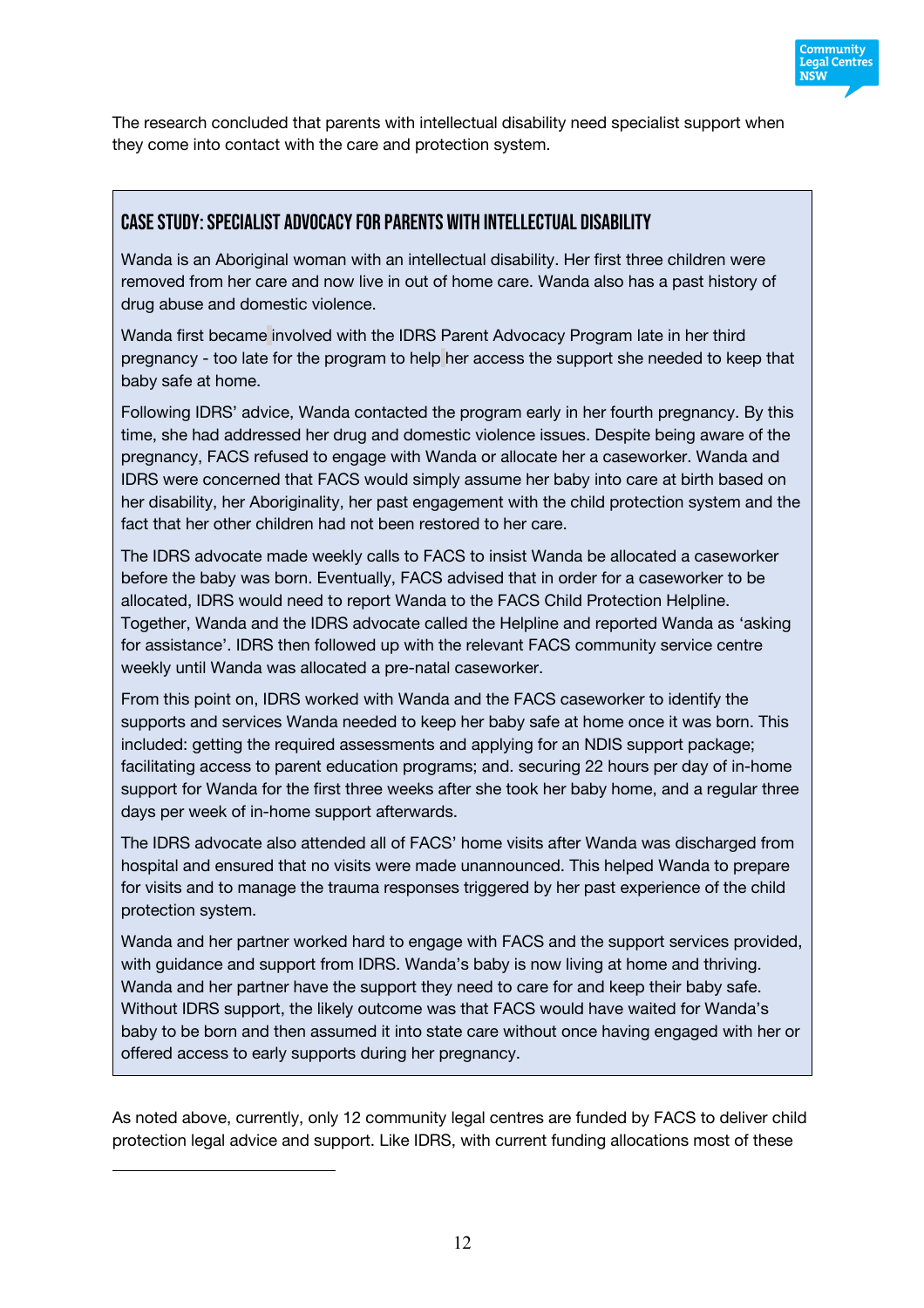The research concluded that parents with intellectual disability need specialist support when they come into contact with the care and protection system.

### CASE STUDY: SPECIALIST ADVOCACY FOR PARENTS WITH INTELLECTUAL DISABILITY

Wanda is an Aboriginal woman with an intellectual disability. Her first three children were removed from her care and now live in out of home care. Wanda also has a past history of drug abuse and domestic violence.

Wanda first became involved with the IDRS Parent Advocacy Program late in her third pregnancy - too late for the program to help her access the support she needed to keep that baby safe at home.

Following IDRS' advice, Wanda contacted the program early in her fourth pregnancy. By this time, she had addressed her drug and domestic violence issues. Despite being aware of the pregnancy, FACS refused to engage with Wanda or allocate her a caseworker. Wanda and IDRS were concerned that FACS would simply assume her baby into care at birth based on her disability, her Aboriginality, her past engagement with the child protection system and the fact that her other children had not been restored to her care.

The IDRS advocate made weekly calls to FACS to insist Wanda be allocated a caseworker before the baby was born. Eventually, FACS advised that in order for a caseworker to be allocated, IDRS would need to report Wanda to the FACS Child Protection Helpline. Together, Wanda and the IDRS advocate called the Helpline and reported Wanda as 'asking for assistance'. IDRS then followed up with the relevant FACS community service centre weekly until Wanda was allocated a pre-natal caseworker.

From this point on, IDRS worked with Wanda and the FACS caseworker to identify the supports and services Wanda needed to keep her baby safe at home once it was born. This included: getting the required assessments and applying for an NDIS support package; facilitating access to parent education programs; and. securing 22 hours per day of in-home support for Wanda for the first three weeks after she took her baby home, and a regular three days per week of in-home support afterwards.

The IDRS advocate also attended all of FACS' home visits after Wanda was discharged from hospital and ensured that no visits were made unannounced. This helped Wanda to prepare for visits and to manage the trauma responses triggered by her past experience of the child protection system.

Wanda and her partner worked hard to engage with FACS and the support services provided, with guidance and support from IDRS. Wanda's baby is now living at home and thriving. Wanda and her partner have the support they need to care for and keep their baby safe. Without IDRS support, the likely outcome was that FACS would have waited for Wanda's baby to be born and then assumed it into state care without once having engaged with her or offered access to early supports during her pregnancy.

As noted above, currently, only 12 community legal centres are funded by FACS to deliver child protection legal advice and support. Like IDRS, with current funding allocations most of these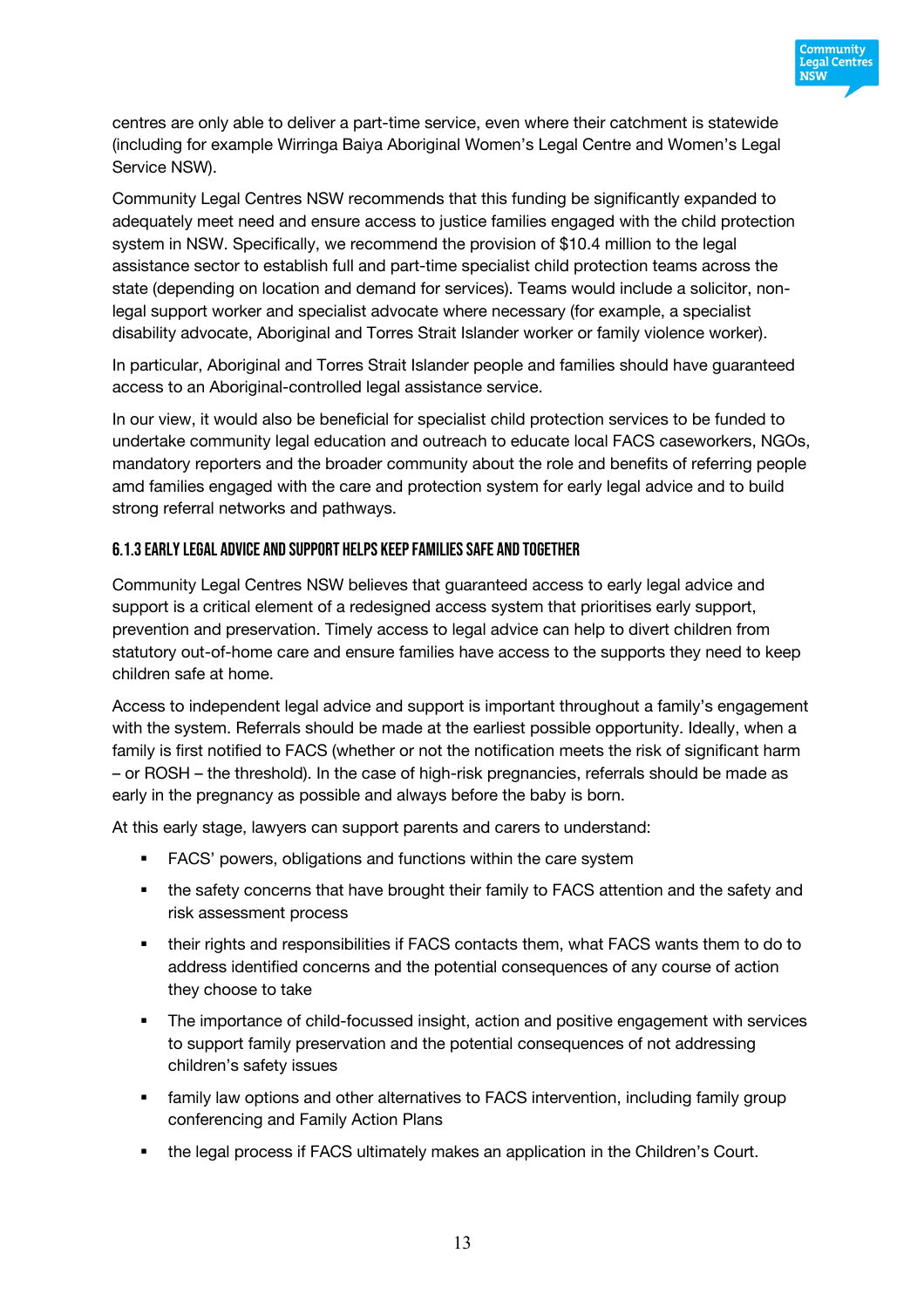centres are only able to deliver a part-time service, even where their catchment is statewide (including for example Wirringa Baiya Aboriginal Women's Legal Centre and Women's Legal Service NSW).

Community Legal Centres NSW recommends that this funding be significantly expanded to adequately meet need and ensure access to justice families engaged with the child protection system in NSW. Specifically, we recommend the provision of $10.4 million to the legal assistance sector to establish full and part-time specialist child protection teams across the state (depending on location and demand for services). Teams would include a solicitor, non-legal support worker and specialist advocate where necessary (for example, a specialist disability advocate, Aboriginal and Torres Strait Islander worker or family violence worker).

In particular, Aboriginal and Torres Strait Islander people and families should have guaranteed access to an Aboriginal-controlled legal assistance service.

In our view, it would also be beneficial for specialist child protection services to be funded to undertake community legal education and outreach to educate local FACS caseworkers, NGOs, mandatory reporters and the broader community about the role and benefits of referring people amd families engaged with the care and protection system for early legal advice and to build strong referral networks and pathways.

### 6.1.3 Early legal advice and support helps keep families safe and together

Community Legal Centres NSW believes that guaranteed access to early legal advice and support is a critical element of a redesigned access system that prioritises early support, prevention and preservation. Timely access to legal advice can help to divert children from statutory out-of-home care and ensure families have access to the supports they need to keep children safe at home.

Access to independent legal advice and support is important throughout a family's engagement with the system. Referrals should be made at the earliest possible opportunity. Ideally, when a family is first notified to FACS (whether or not the notification meets the risk of significant harm – or ROSH – the threshold). In the case of high-risk pregnancies, referrals should be made as early in the pregnancy as possible and always before the baby is born.

At this early stage, lawyers can support parents and carers to understand:

- FACS' powers, obligations and functions within the care system
- the safety concerns that have brought their family to FACS attention and the safety and risk assessment process
- their rights and responsibilities if FACS contacts them, what FACS wants them to do to address identified concerns and the potential consequences of any course of action they choose to take
- The importance of child-focussed insight, action and positive engagement with services to support family preservation and the potential consequences of not addressing children's safety issues
- family law options and other alternatives to FACS intervention, including family group conferencing and Family Action Plans
- the legal process if FACS ultimately makes an application in the Children's Court.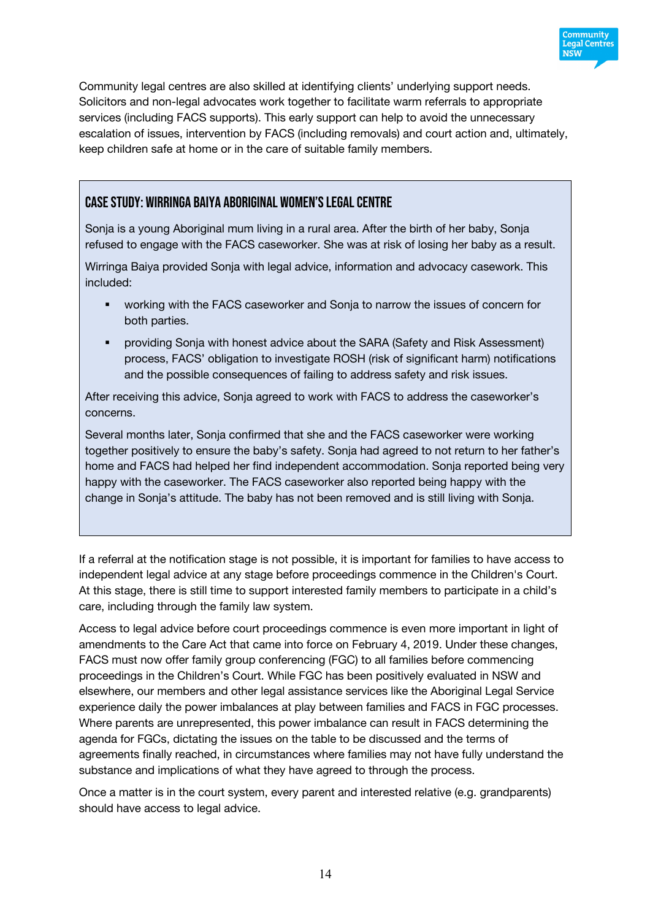Community legal centres are also skilled at identifying clients' underlying support needs. Solicitors and non-legal advocates work together to facilitate warm referrals to appropriate services (including FACS supports). This early support can help to avoid the unnecessary escalation of issues, intervention by FACS (including removals) and court action and, ultimately, keep children safe at home or in the care of suitable family members.

### CASE STUDY: WIRRINGA BAIYA ABORIGINAL WOMEN'S LEGAL CENTRE

Sonja is a young Aboriginal mum living in a rural area. After the birth of her baby, Sonja refused to engage with the FACS caseworker. She was at risk of losing her baby as a result.

Wirringa Baiya provided Sonja with legal advice, information and advocacy casework. This included:

- working with the FACS caseworker and Sonja to narrow the issues of concern for both parties.
- providing Sonja with honest advice about the SARA (Safety and Risk Assessment) process, FACS' obligation to investigate ROSH (risk of significant harm) notifications and the possible consequences of failing to address safety and risk issues.

After receiving this advice, Sonja agreed to work with FACS to address the caseworker's concerns.

Several months later, Sonja confirmed that she and the FACS caseworker were working together positively to ensure the baby's safety. Sonja had agreed to not return to her father's home and FACS had helped her find independent accommodation. Sonja reported being very happy with the caseworker. The FACS caseworker also reported being happy with the change in Sonja's attitude. The baby has not been removed and is still living with Sonja.

If a referral at the notification stage is not possible, it is important for families to have access to independent legal advice at any stage before proceedings commence in the Children's Court. At this stage, there is still time to support interested family members to participate in a child's care, including through the family law system.

Access to legal advice before court proceedings commence is even more important in light of amendments to the Care Act that came into force on February 4, 2019. Under these changes, FACS must now offer family group conferencing (FGC) to all families before commencing proceedings in the Children's Court. While FGC has been positively evaluated in NSW and elsewhere, our members and other legal assistance services like the Aboriginal Legal Service experience daily the power imbalances at play between families and FACS in FGC processes. Where parents are unrepresented, this power imbalance can result in FACS determining the agenda for FGCs, dictating the issues on the table to be discussed and the terms of agreements finally reached, in circumstances where families may not have fully understand the substance and implications of what they have agreed to through the process.

Once a matter is in the court system, every parent and interested relative (e.g. grandparents) should have access to legal advice.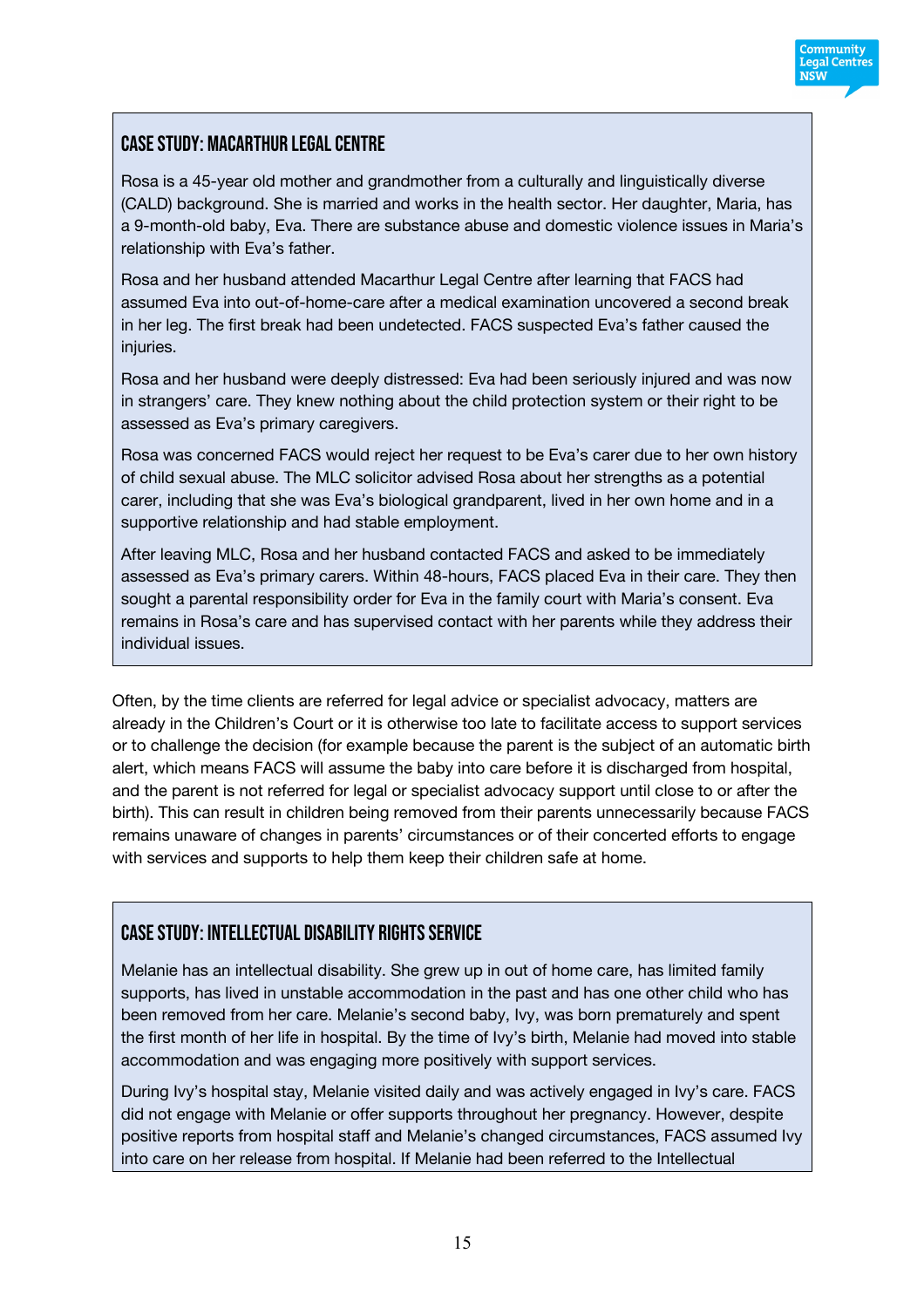### CASE STUDY: MACARTHUR LEGAL CENTRE

Rosa is a 45-year old mother and grandmother from a culturally and linguistically diverse (CALD) background. She is married and works in the health sector. Her daughter, Maria, has a 9-month-old baby, Eva. There are substance abuse and domestic violence issues in Maria's relationship with Eva's father.

Rosa and her husband attended Macarthur Legal Centre after learning that FACS had assumed Eva into out-of-home-care after a medical examination uncovered a second break in her leg. The first break had been undetected. FACS suspected Eva's father caused the injuries.

Rosa and her husband were deeply distressed: Eva had been seriously injured and was now in strangers' care. They knew nothing about the child protection system or their right to be assessed as Eva's primary caregivers.

Rosa was concerned FACS would reject her request to be Eva's carer due to her own history of child sexual abuse. The MLC solicitor advised Rosa about her strengths as a potential carer, including that she was Eva's biological grandparent, lived in her own home and in a supportive relationship and had stable employment.

After leaving MLC, Rosa and her husband contacted FACS and asked to be immediately assessed as Eva's primary carers. Within 48-hours, FACS placed Eva in their care. They then sought a parental responsibility order for Eva in the family court with Maria's consent. Eva remains in Rosa's care and has supervised contact with her parents while they address their individual issues.

Often, by the time clients are referred for legal advice or specialist advocacy, matters are already in the Children's Court or it is otherwise too late to facilitate access to support services or to challenge the decision (for example because the parent is the subject of an automatic birth alert, which means FACS will assume the baby into care before it is discharged from hospital, and the parent is not referred for legal or specialist advocacy support until close to or after the birth). This can result in children being removed from their parents unnecessarily because FACS remains unaware of changes in parents' circumstances or of their concerted efforts to engage with services and supports to help them keep their children safe at home.

### CASE STUDY: INTELLECTUAL DISABILITY RIGHTS SERVICE

Melanie has an intellectual disability. She grew up in out of home care, has limited family supports, has lived in unstable accommodation in the past and has one other child who has been removed from her care. Melanie's second baby, Ivy, was born prematurely and spent the first month of her life in hospital. By the time of Ivy's birth, Melanie had moved into stable accommodation and was engaging more positively with support services.

During Ivy's hospital stay, Melanie visited daily and was actively engaged in Ivy's care. FACS did not engage with Melanie or offer supports throughout her pregnancy. However, despite positive reports from hospital staff and Melanie's changed circumstances, FACS assumed Ivy into care on her release from hospital. If Melanie had been referred to the Intellectual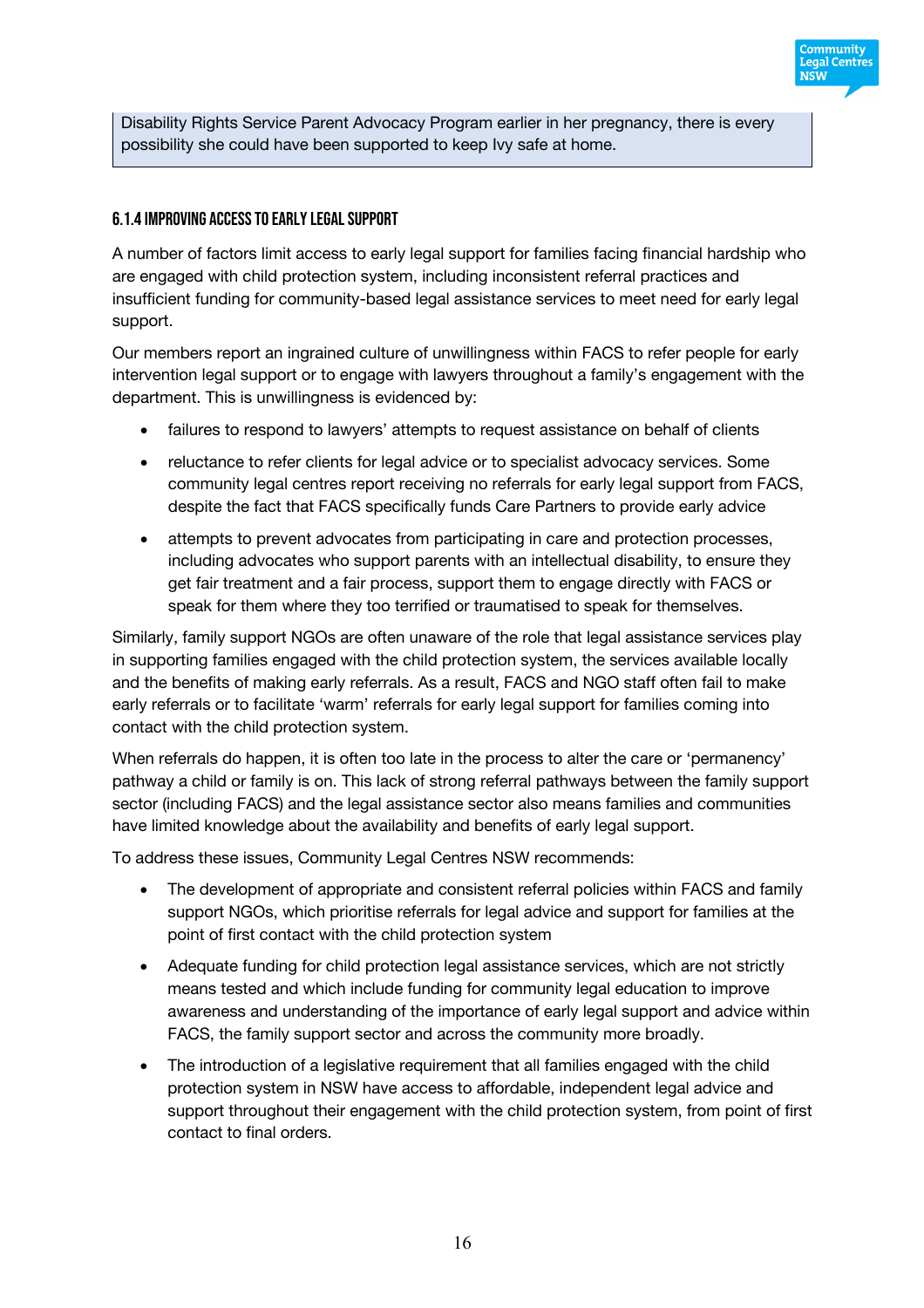Disability Rights Service Parent Advocacy Program earlier in her pregnancy, there is every possibility she could have been supported to keep Ivy safe at home.

#### 6.1.4 Improving access to early legal support

A number of factors limit access to early legal support for families facing financial hardship who are engaged with child protection system, including inconsistent referral practices and insufficient funding for community-based legal assistance services to meet need for early legal support.

Our members report an ingrained culture of unwillingness within FACS to refer people for early intervention legal support or to engage with lawyers throughout a family's engagement with the department. This is unwillingness is evidenced by:

- failures to respond to lawyers' attempts to request assistance on behalf of clients
- reluctance to refer clients for legal advice or to specialist advocacy services. Some community legal centres report receiving no referrals for early legal support from FACS, despite the fact that FACS specifically funds Care Partners to provide early advice
- attempts to prevent advocates from participating in care and protection processes, including advocates who support parents with an intellectual disability, to ensure they get fair treatment and a fair process, support them to engage directly with FACS or speak for them where they too terrified or traumatised to speak for themselves.

Similarly, family support NGOs are often unaware of the role that legal assistance services play in supporting families engaged with the child protection system, the services available locally and the benefits of making early referrals. As a result, FACS and NGO staff often fail to make early referrals or to facilitate 'warm' referrals for early legal support for families coming into contact with the child protection system.

When referrals do happen, it is often too late in the process to alter the care or 'permanency' pathway a child or family is on. This lack of strong referral pathways between the family support sector (including FACS) and the legal assistance sector also means families and communities have limited knowledge about the availability and benefits of early legal support.

To address these issues, Community Legal Centres NSW recommends:

- The development of appropriate and consistent referral policies within FACS and family support NGOs, which prioritise referrals for legal advice and support for families at the point of first contact with the child protection system
- Adequate funding for child protection legal assistance services, which are not strictly means tested and which include funding for community legal education to improve awareness and understanding of the importance of early legal support and advice within FACS, the family support sector and across the community more broadly.
- The introduction of a legislative requirement that all families engaged with the child protection system in NSW have access to affordable, independent legal advice and support throughout their engagement with the child protection system, from point of first contact to final orders.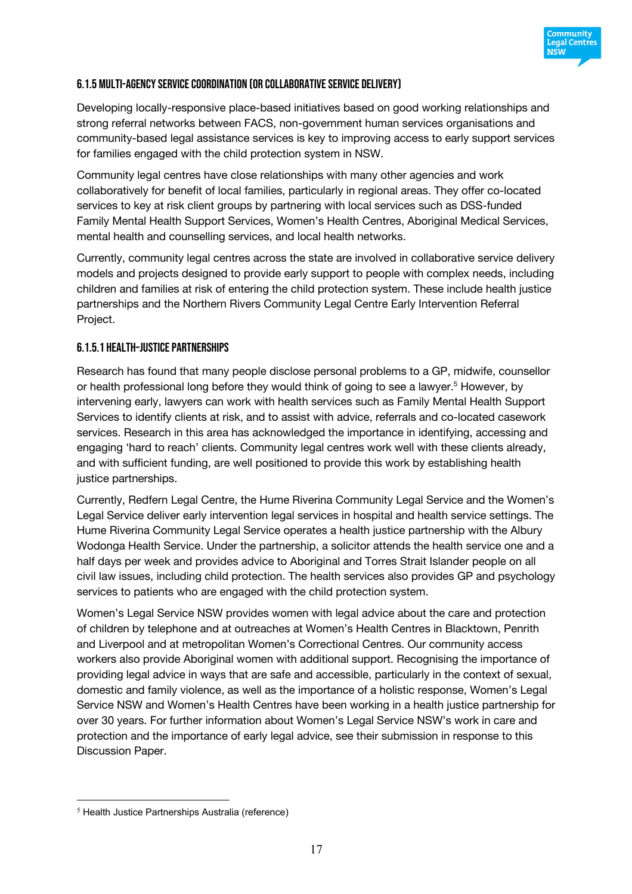#### 6.1.5 Multi-agency service coordination (or collaborative service delivery)

Developing locally-responsive place-based initiatives based on good working relationships and strong referral networks between FACS, non-government human services organisations and community-based legal assistance services is key to improving access to early support services for families engaged with the child protection system in NSW.

Community legal centres have close relationships with many other agencies and work collaboratively for benefit of local families, particularly in regional areas. They offer co-located services to key at risk client groups by partnering with local services such as DSS-funded Family Mental Health Support Services, Women's Health Centres, Aboriginal Medical Services, mental health and counselling services, and local health networks.

Currently, community legal centres across the state are involved in collaborative service delivery models and projects designed to provide early support to people with complex needs, including children and families at risk of entering the child protection system. These include health justice partnerships and the Northern Rivers Community Legal Centre Early Intervention Referral Project.

##### 6.1.5.1 Health-justice partnerships

Research has found that many people disclose personal problems to a GP, midwife, counsellor or health professional long before they would think of going to see a lawyer.[5] However, by intervening early, lawyers can work with health services such as Family Mental Health Support Services to identify clients at risk, and to assist with advice, referrals and co-located casework services. Research in this area has acknowledged the importance in identifying, accessing and engaging 'hard to reach' clients. Community legal centres work well with these clients already, and with sufficient funding, are well positioned to provide this work by establishing health justice partnerships.

Currently, Redfern Legal Centre, the Hume Riverina Community Legal Service and the Women's Legal Service deliver early intervention legal services in hospital and health service settings. The Hume Riverina Community Legal Service operates a health justice partnership with the Albury Wodonga Health Service. Under the partnership, a solicitor attends the health service one and a half days per week and provides advice to Aboriginal and Torres Strait Islander people on all civil law issues, including child protection. The health services also provides GP and psychology services to patients who are engaged with the child protection system.

Women's Legal Service NSW provides women with legal advice about the care and protection of children by telephone and at outreaches at Women's Health Centres in Blacktown, Penrith and Liverpool and at metropolitan Women's Correctional Centres. Our community access workers also provide Aboriginal women with additional support. Recognising the importance of providing legal advice in ways that are safe and accessible, particularly in the context of sexual, domestic and family violence, as well as the importance of a holistic response, Women's Legal Service NSW and Women's Health Centres have been working in a health justice partnership for over 30 years. For further information about Women's Legal Service NSW's work in care and protection and the importance of early legal advice, see their submission in response to this Discussion Paper.

---

[5] Health Justice Partnerships Australia (reference)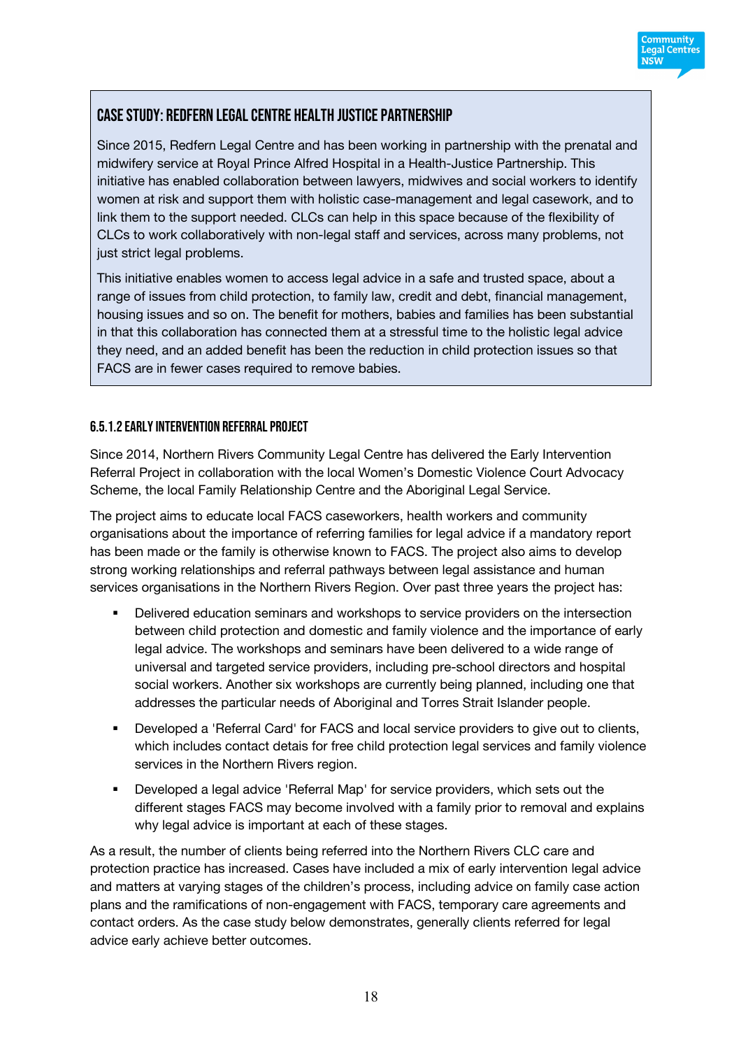## Case study: Redfern Legal Centre Health Justice Partnership

Since 2015, Redfern Legal Centre and has been working in partnership with the prenatal and midwifery service at Royal Prince Alfred Hospital in a Health-Justice Partnership. This initiative has enabled collaboration between lawyers, midwives and social workers to identify women at risk and support them with holistic case-management and legal casework, and to link them to the support needed. CLCs can help in this space because of the flexibility of CLCs to work collaboratively with non-legal staff and services, across many problems, not just strict legal problems.

This initiative enables women to access legal advice in a safe and trusted space, about a range of issues from child protection, to family law, credit and debt, financial management, housing issues and so on. The benefit for mothers, babies and families has been substantial in that this collaboration has connected them at a stressful time to the holistic legal advice they need, and an added benefit has been the reduction in child protection issues so that FACS are in fewer cases required to remove babies.

#### 6.5.1.2 Early Intervention Referral Project

Since 2014, Northern Rivers Community Legal Centre has delivered the Early Intervention Referral Project in collaboration with the local Women's Domestic Violence Court Advocacy Scheme, the local Family Relationship Centre and the Aboriginal Legal Service.

The project aims to educate local FACS caseworkers, health workers and community organisations about the importance of referring families for legal advice if a mandatory report has been made or the family is otherwise known to FACS. The project also aims to develop strong working relationships and referral pathways between legal assistance and human services organisations in the Northern Rivers Region. Over past three years the project has:

- Delivered education seminars and workshops to service providers on the intersection between child protection and domestic and family violence and the importance of early legal advice. The workshops and seminars have been delivered to a wide range of universal and targeted service providers, including pre-school directors and hospital social workers. Another six workshops are currently being planned, including one that addresses the particular needs of Aboriginal and Torres Strait Islander people.
- Developed a 'Referral Card' for FACS and local service providers to give out to clients, which includes contact detais for free child protection legal services and family violence services in the Northern Rivers region.
- Developed a legal advice 'Referral Map' for service providers, which sets out the different stages FACS may become involved with a family prior to removal and explains why legal advice is important at each of these stages.

As a result, the number of clients being referred into the Northern Rivers CLC care and protection practice has increased. Cases have included a mix of early intervention legal advice and matters at varying stages of the children's process, including advice on family case action plans and the ramifications of non-engagement with FACS, temporary care agreements and contact orders. As the case study below demonstrates, generally clients referred for legal advice early achieve better outcomes.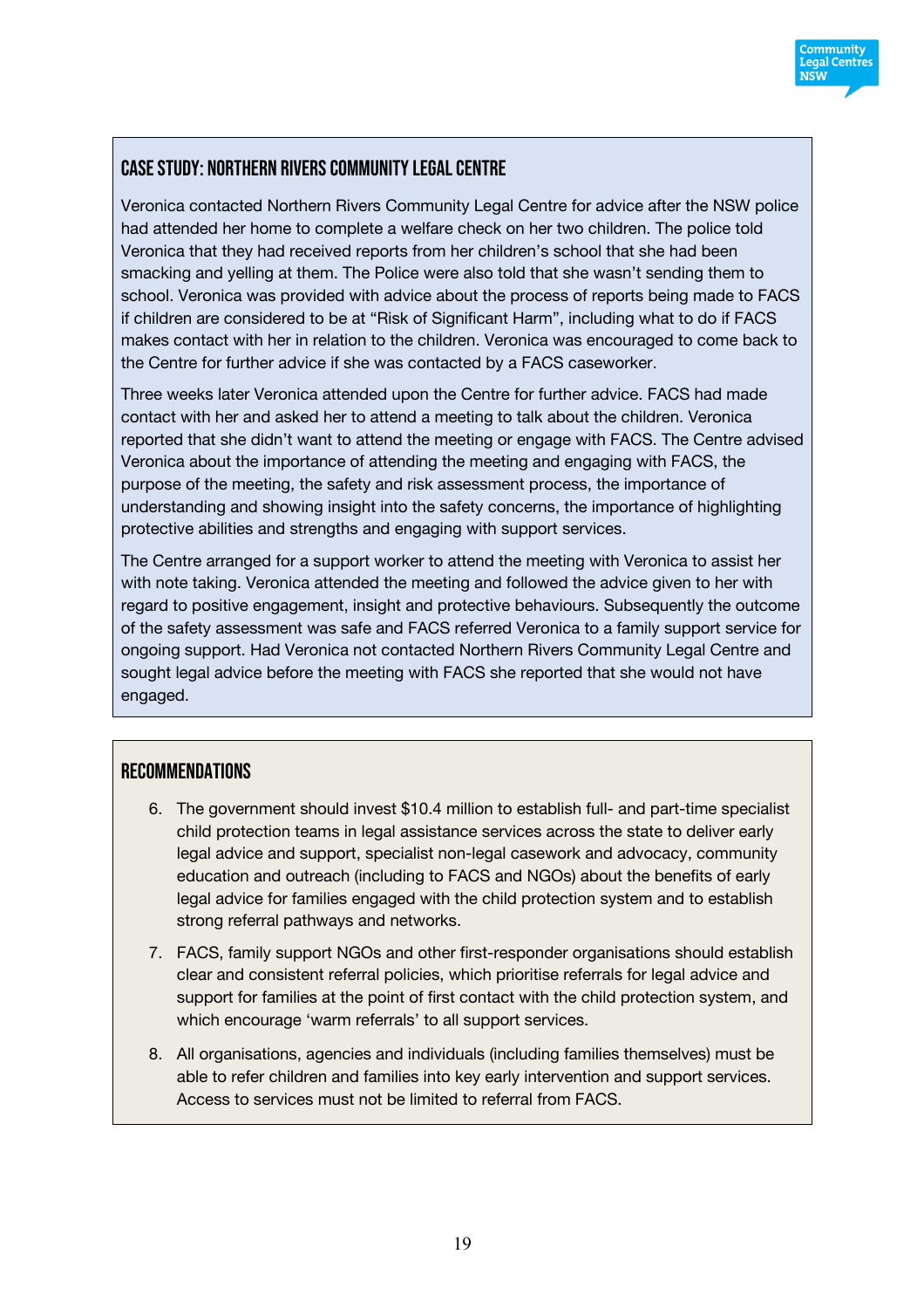### Case Study: Northern Rivers Community Legal Centre

Veronica contacted Northern Rivers Community Legal Centre for advice after the NSW police had attended her home to complete a welfare check on her two children. The police told Veronica that they had received reports from her children's school that she had been smacking and yelling at them. The Police were also told that she wasn't sending them to school. Veronica was provided with advice about the process of reports being made to FACS if children are considered to be at "Risk of Significant Harm", including what to do if FACS makes contact with her in relation to the children. Veronica was encouraged to come back to the Centre for further advice if she was contacted by a FACS caseworker.

Three weeks later Veronica attended upon the Centre for further advice. FACS had made contact with her and asked her to attend a meeting to talk about the children. Veronica reported that she didn't want to attend the meeting or engage with FACS. The Centre advised Veronica about the importance of attending the meeting and engaging with FACS, the purpose of the meeting, the safety and risk assessment process, the importance of understanding and showing insight into the safety concerns, the importance of highlighting protective abilities and strengths and engaging with support services.

The Centre arranged for a support worker to attend the meeting with Veronica to assist her with note taking. Veronica attended the meeting and followed the advice given to her with regard to positive engagement, insight and protective behaviours. Subsequently the outcome of the safety assessment was safe and FACS referred Veronica to a family support service for ongoing support. Had Veronica not contacted Northern Rivers Community Legal Centre and sought legal advice before the meeting with FACS she reported that she would not have engaged.

### Recommendations

6. The government should invest $10.4 million to establish full- and part-time specialist child protection teams in legal assistance services across the state to deliver early legal advice and support, specialist non-legal casework and advocacy, community education and outreach (including to FACS and NGOs) about the benefits of early legal advice for families engaged with the child protection system and to establish strong referral pathways and networks.
7. FACS, family support NGOs and other first-responder organisations should establish clear and consistent referral policies, which prioritise referrals for legal advice and support for families at the point of first contact with the child protection system, and which encourage 'warm referrals' to all support services.
8. All organisations, agencies and individuals (including families themselves) must be able to refer children and families into key early intervention and support services. Access to services must not be limited to referral from FACS.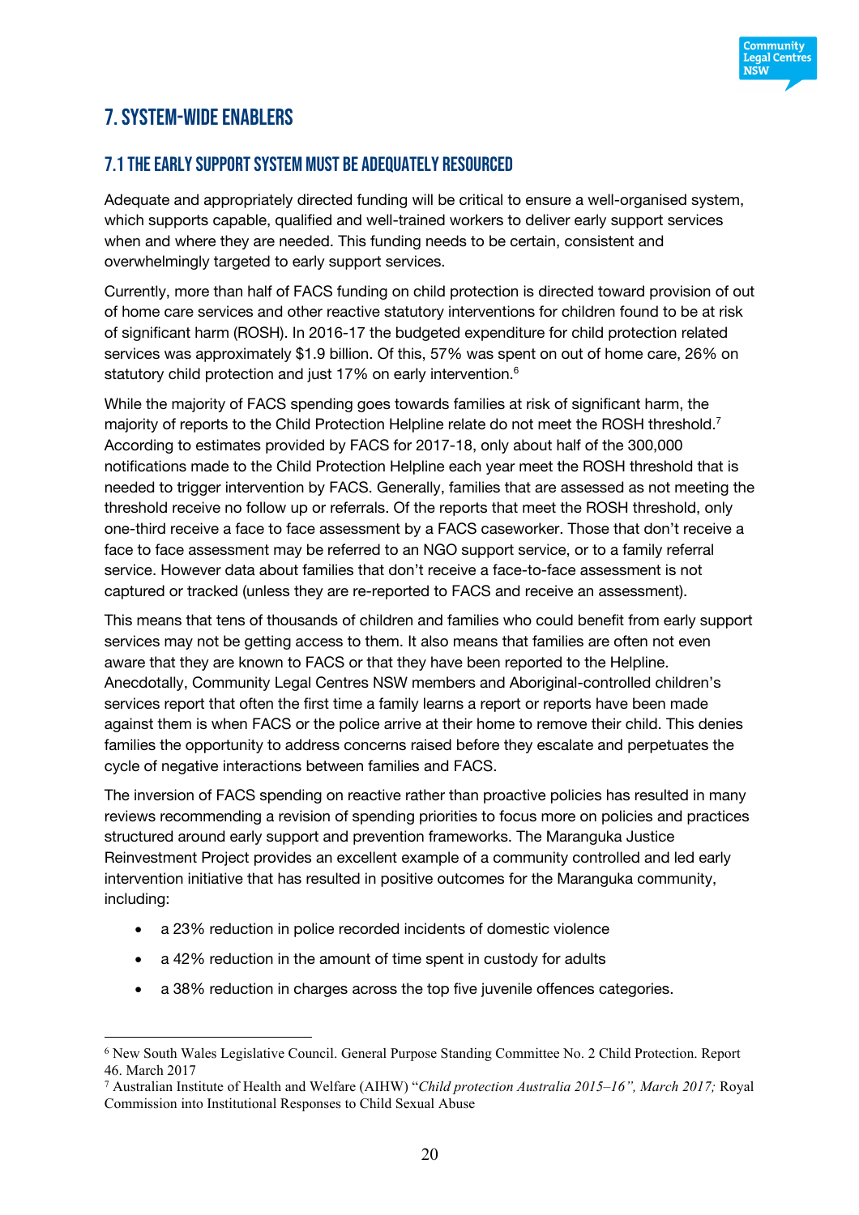# 7. System-wide enablers

## 7.1 The early support system must be adequately resourced

Adequate and appropriately directed funding will be critical to ensure a well-organised system, which supports capable, qualified and well-trained workers to deliver early support services when and where they are needed. This funding needs to be certain, consistent and overwhelmingly targeted to early support services.

Currently, more than half of FACS funding on child protection is directed toward provision of out of home care services and other reactive statutory interventions for children found to be at risk of significant harm (ROSH). In 2016-17 the budgeted expenditure for child protection related services was approximately $1.9 billion. Of this, 57% was spent on out of home care, 26% on statutory child protection and just 17% on early intervention.[6]

While the majority of FACS spending goes towards families at risk of significant harm, the majority of reports to the Child Protection Helpline relate do not meet the ROSH threshold.[7] According to estimates provided by FACS for 2017-18, only about half of the 300,000 notifications made to the Child Protection Helpline each year meet the ROSH threshold that is needed to trigger intervention by FACS. Generally, families that are assessed as not meeting the threshold receive no follow up or referrals. Of the reports that meet the ROSH threshold, only one-third receive a face to face assessment by a FACS caseworker. Those that don't receive a face to face assessment may be referred to an NGO support service, or to a family referral service. However data about families that don't receive a face-to-face assessment is not captured or tracked (unless they are re-reported to FACS and receive an assessment).

This means that tens of thousands of children and families who could benefit from early support services may not be getting access to them. It also means that families are often not even aware that they are known to FACS or that they have been reported to the Helpline. Anecdotally, Community Legal Centres NSW members and Aboriginal-controlled children's services report that often the first time a family learns a report or reports have been made against them is when FACS or the police arrive at their home to remove their child. This denies families the opportunity to address concerns raised before they escalate and perpetuates the cycle of negative interactions between families and FACS.

The inversion of FACS spending on reactive rather than proactive policies has resulted in many reviews recommending a revision of spending priorities to focus more on policies and practices structured around early support and prevention frameworks. The Maranguka Justice Reinvestment Project provides an excellent example of a community controlled and led early intervention initiative that has resulted in positive outcomes for the Maranguka community, including:

- a 23% reduction in police recorded incidents of domestic violence
- a 42% reduction in the amount of time spent in custody for adults
- a 38% reduction in charges across the top five juvenile offences categories.

---

[6] New South Wales Legislative Council. General Purpose Standing Committee No. 2 Child Protection. Report 46. March 2017

[7] Australian Institute of Health and Welfare (AIHW) "*Child protection Australia 2015–16", March 2017;* Royal Commission into Institutional Responses to Child Sexual Abuse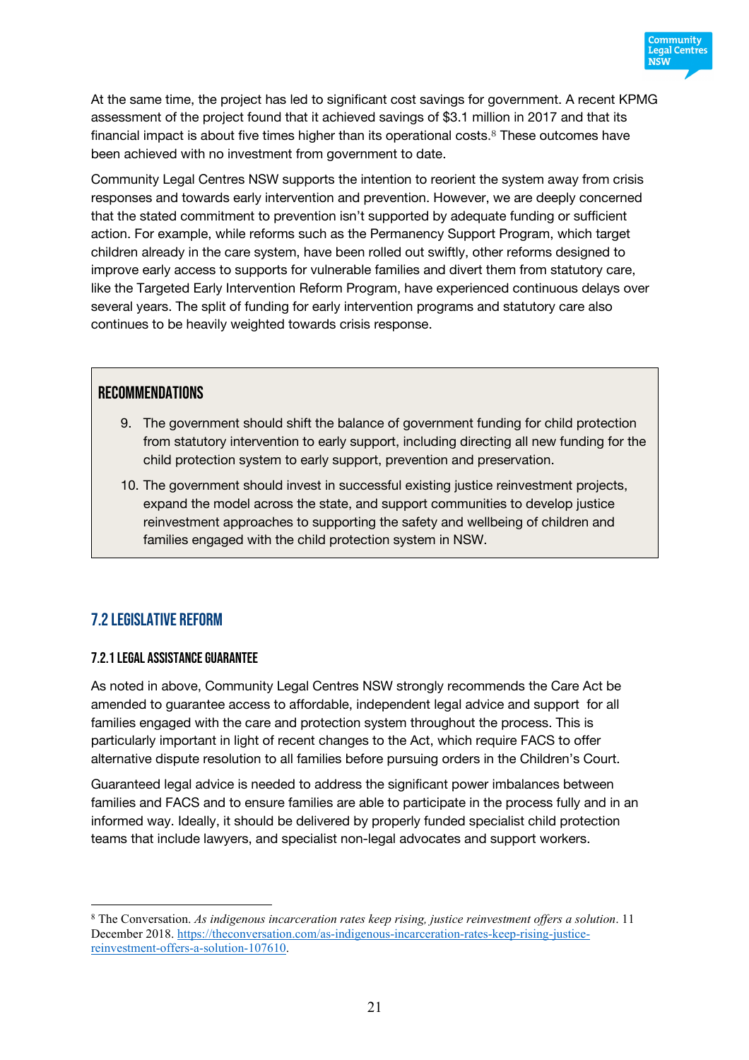At the same time, the project has led to significant cost savings for government. A recent KPMG assessment of the project found that it achieved savings of $3.1 million in 2017 and that its financial impact is about five times higher than its operational costs.[8] These outcomes have been achieved with no investment from government to date.

Community Legal Centres NSW supports the intention to reorient the system away from crisis responses and towards early intervention and prevention. However, we are deeply concerned that the stated commitment to prevention isn't supported by adequate funding or sufficient action. For example, while reforms such as the Permanency Support Program, which target children already in the care system, have been rolled out swiftly, other reforms designed to improve early access to supports for vulnerable families and divert them from statutory care, like the Targeted Early Intervention Reform Program, have experienced continuous delays over several years. The split of funding for early intervention programs and statutory care also continues to be heavily weighted towards crisis response.

> **RECOMMENDATIONS**
>
> 9. The government should shift the balance of government funding for child protection from statutory intervention to early support, including directing all new funding for the child protection system to early support, prevention and preservation.
> 10. The government should invest in successful existing justice reinvestment projects, expand the model across the state, and support communities to develop justice reinvestment approaches to supporting the safety and wellbeing of children and families engaged with the child protection system in NSW.

## 7.2 Legislative reform

### 7.2.1 Legal assistance guarantee

As noted in above, Community Legal Centres NSW strongly recommends the Care Act be amended to guarantee access to affordable, independent legal advice and support for all families engaged with the care and protection system throughout the process. This is particularly important in light of recent changes to the Act, which require FACS to offer alternative dispute resolution to all families before pursuing orders in the Children's Court.

Guaranteed legal advice is needed to address the significant power imbalances between families and FACS and to ensure families are able to participate in the process fully and in an informed way. Ideally, it should be delivered by properly funded specialist child protection teams that include lawyers, and specialist non-legal advocates and support workers.

---

[8] The Conversation. *As indigenous incarceration rates keep rising, justice reinvestment offers a solution*. 11 December 2018. https://theconversation.com/as-indigenous-incarceration-rates-keep-rising-justice-reinvestment-offers-a-solution-107610.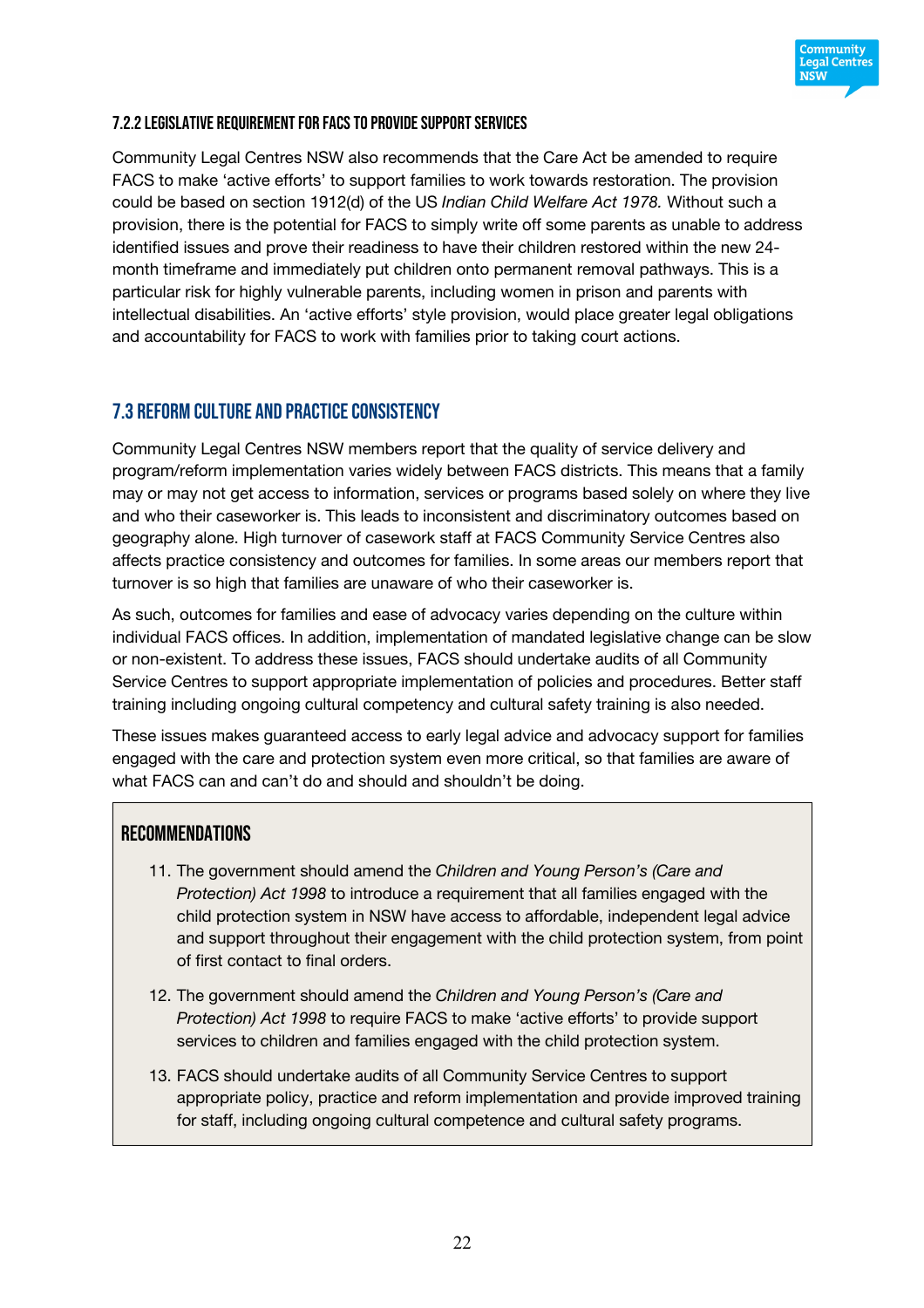#### 7.2.2 Legislative requirement for FACS to provide support services

Community Legal Centres NSW also recommends that the Care Act be amended to require FACS to make 'active efforts' to support families to work towards restoration. The provision could be based on section 1912(d) of the US *Indian Child Welfare Act 1978.* Without such a provision, there is the potential for FACS to simply write off some parents as unable to address identified issues and prove their readiness to have their children restored within the new 24-month timeframe and immediately put children onto permanent removal pathways. This is a particular risk for highly vulnerable parents, including women in prison and parents with intellectual disabilities. An 'active efforts' style provision, would place greater legal obligations and accountability for FACS to work with families prior to taking court actions.

### 7.3 Reform culture and practice consistency

Community Legal Centres NSW members report that the quality of service delivery and program/reform implementation varies widely between FACS districts. This means that a family may or may not get access to information, services or programs based solely on where they live and who their caseworker is. This leads to inconsistent and discriminatory outcomes based on geography alone. High turnover of casework staff at FACS Community Service Centres also affects practice consistency and outcomes for families. In some areas our members report that turnover is so high that families are unaware of who their caseworker is.

As such, outcomes for families and ease of advocacy varies depending on the culture within individual FACS offices. In addition, implementation of mandated legislative change can be slow or non-existent. To address these issues, FACS should undertake audits of all Community Service Centres to support appropriate implementation of policies and procedures. Better staff training including ongoing cultural competency and cultural safety training is also needed.

These issues makes guaranteed access to early legal advice and advocacy support for families engaged with the care and protection system even more critical, so that families are aware of what FACS can and can't do and should and shouldn't be doing.

#### Recommendations

11. The government should amend the *Children and Young Person's (Care and Protection) Act 1998* to introduce a requirement that all families engaged with the child protection system in NSW have access to affordable, independent legal advice and support throughout their engagement with the child protection system, from point of first contact to final orders.
12. The government should amend the *Children and Young Person's (Care and Protection) Act 1998* to require FACS to make 'active efforts' to provide support services to children and families engaged with the child protection system.
13. FACS should undertake audits of all Community Service Centres to support appropriate policy, practice and reform implementation and provide improved training for staff, including ongoing cultural competence and cultural safety programs.